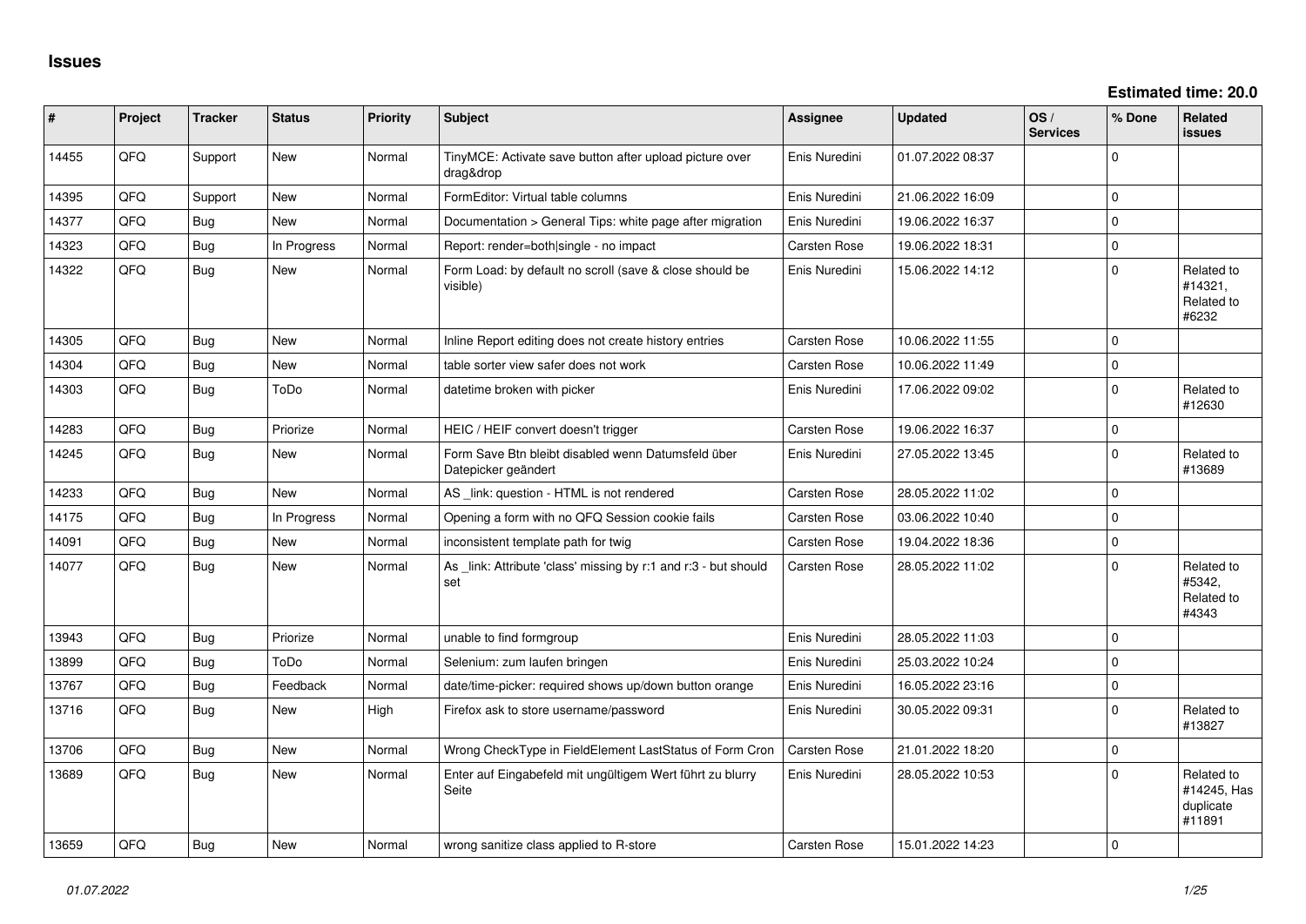# Issues

**Estimated time: 20.0**

| # | Project | Tracker | Status | Priority | Subject | Assignee | Updated | OS / Services | % Done | Related issues |
|---|---|---|---|---|---|---|---|---|---|---|
| 14455 | QFQ | Support | New | Normal | TinyMCE: Activate save button after upload picture over drag&drop | Enis Nuredini | 01.07.2022 08:37 | | 0 | |
| 14395 | QFQ | Support | New | Normal | FormEditor: Virtual table columns | Enis Nuredini | 21.06.2022 16:09 | | 0 | |
| 14377 | QFQ | Bug | New | Normal | Documentation > General Tips: white page after migration | Enis Nuredini | 19.06.2022 16:37 | | 0 | |
| 14323 | QFQ | Bug | In Progress | Normal | Report: render=both\|single - no impact | Carsten Rose | 19.06.2022 18:31 | | 0 | |
| 14322 | QFQ | Bug | New | Normal | Form Load: by default no scroll (save & close should be visible) | Enis Nuredini | 15.06.2022 14:12 | | 0 | Related to #14321, Related to #6232 |
| 14305 | QFQ | Bug | New | Normal | Inline Report editing does not create history entries | Carsten Rose | 10.06.2022 11:55 | | 0 | |
| 14304 | QFQ | Bug | New | Normal | table sorter view safer does not work | Carsten Rose | 10.06.2022 11:49 | | 0 | |
| 14303 | QFQ | Bug | ToDo | Normal | datetime broken with picker | Enis Nuredini | 17.06.2022 09:02 | | 0 | Related to #12630 |
| 14283 | QFQ | Bug | Priorize | Normal | HEIC / HEIF convert doesn't trigger | Carsten Rose | 19.06.2022 16:37 | | 0 | |
| 14245 | QFQ | Bug | New | Normal | Form Save Btn bleibt disabled wenn Datumsfeld über Datepicker geändert | Enis Nuredini | 27.05.2022 13:45 | | 0 | Related to #13689 |
| 14233 | QFQ | Bug | New | Normal | AS _link: question - HTML is not rendered | Carsten Rose | 28.05.2022 11:02 | | 0 | |
| 14175 | QFQ | Bug | In Progress | Normal | Opening a form with no QFQ Session cookie fails | Carsten Rose | 03.06.2022 10:40 | | 0 | |
| 14091 | QFQ | Bug | New | Normal | inconsistent template path for twig | Carsten Rose | 19.04.2022 18:36 | | 0 | |
| 14077 | QFQ | Bug | New | Normal | As _link: Attribute 'class' missing by r:1 and r:3 - but should set | Carsten Rose | 28.05.2022 11:02 | | 0 | Related to #5342, Related to #4343 |
| 13943 | QFQ | Bug | Priorize | Normal | unable to find formgroup | Enis Nuredini | 28.05.2022 11:03 | | 0 | |
| 13899 | QFQ | Bug | ToDo | Normal | Selenium: zum laufen bringen | Enis Nuredini | 25.03.2022 10:24 | | 0 | |
| 13767 | QFQ | Bug | Feedback | Normal | date/time-picker: required shows up/down button orange | Enis Nuredini | 16.05.2022 23:16 | | 0 | |
| 13716 | QFQ | Bug | New | High | Firefox ask to store username/password | Enis Nuredini | 30.05.2022 09:31 | | 0 | Related to #13827 |
| 13706 | QFQ | Bug | New | Normal | Wrong CheckType in FieldElement LastStatus of Form Cron | Carsten Rose | 21.01.2022 18:20 | | 0 | |
| 13689 | QFQ | Bug | New | Normal | Enter auf Eingabefeld mit ungültigem Wert führt zu blurry Seite | Enis Nuredini | 28.05.2022 10:53 | | 0 | Related to #14245, Has duplicate #11891 |
| 13659 | QFQ | Bug | New | Normal | wrong sanitize class applied to R-store | Carsten Rose | 15.01.2022 14:23 | | 0 | |

*01.07.2022*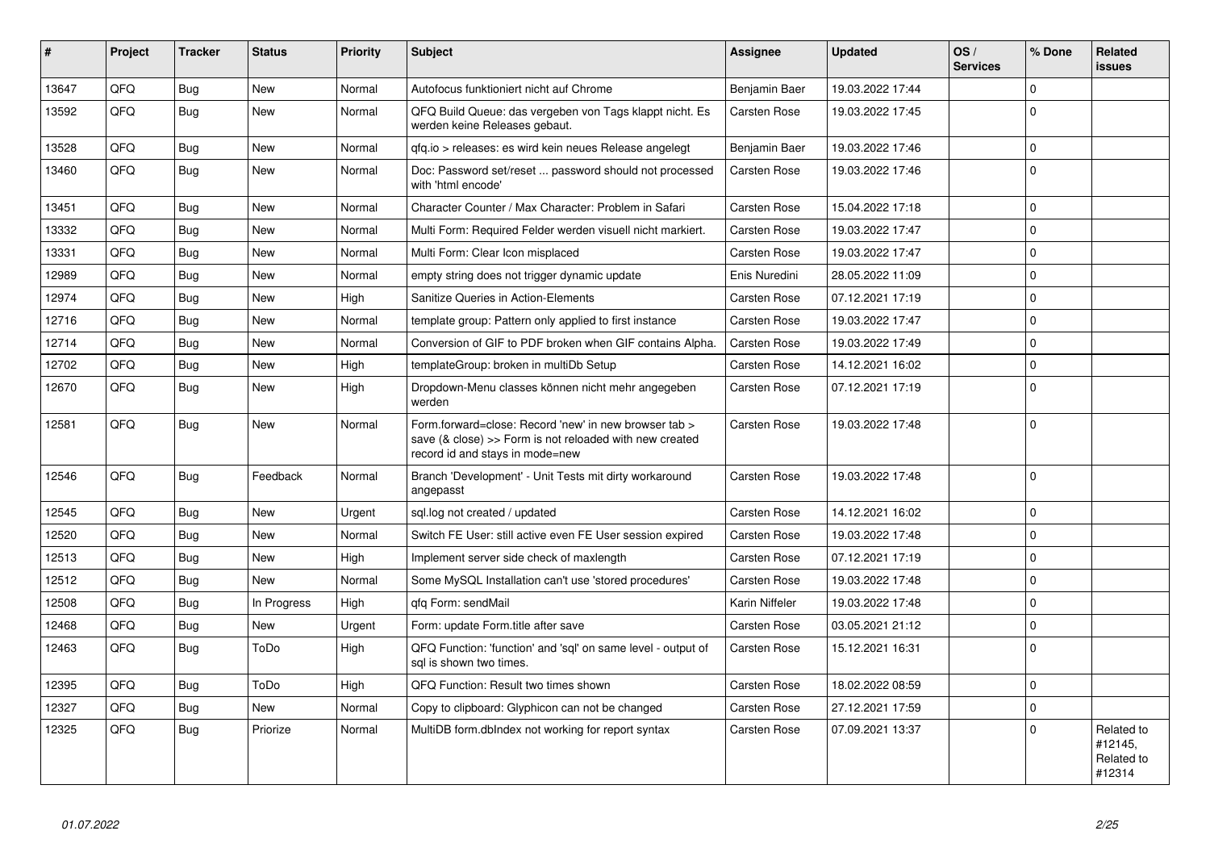| # | Project | Tracker | Status | Priority | Subject | Assignee | Updated | OS / Services | % Done | Related issues |
|---|---|---|---|---|---|---|---|---|---|---|
| 13647 | QFQ | Bug | New | Normal | Autofocus funktioniert nicht auf Chrome | Benjamin Baer | 19.03.2022 17:44 | | 0 | |
| 13592 | QFQ | Bug | New | Normal | QFQ Build Queue: das vergeben von Tags klappt nicht. Es werden keine Releases gebaut. | Carsten Rose | 19.03.2022 17:45 | | 0 | |
| 13528 | QFQ | Bug | New | Normal | qfq.io > releases: es wird kein neues Release angelegt | Benjamin Baer | 19.03.2022 17:46 | | 0 | |
| 13460 | QFQ | Bug | New | Normal | Doc: Password set/reset ... password should not processed with 'html encode' | Carsten Rose | 19.03.2022 17:46 | | 0 | |
| 13451 | QFQ | Bug | New | Normal | Character Counter / Max Character: Problem in Safari | Carsten Rose | 15.04.2022 17:18 | | 0 | |
| 13332 | QFQ | Bug | New | Normal | Multi Form: Required Felder werden visuell nicht markiert. | Carsten Rose | 19.03.2022 17:47 | | 0 | |
| 13331 | QFQ | Bug | New | Normal | Multi Form: Clear Icon misplaced | Carsten Rose | 19.03.2022 17:47 | | 0 | |
| 12989 | QFQ | Bug | New | Normal | empty string does not trigger dynamic update | Enis Nuredini | 28.05.2022 11:09 | | 0 | |
| 12974 | QFQ | Bug | New | High | Sanitize Queries in Action-Elements | Carsten Rose | 07.12.2021 17:19 | | 0 | |
| 12716 | QFQ | Bug | New | Normal | template group: Pattern only applied to first instance | Carsten Rose | 19.03.2022 17:47 | | 0 | |
| 12714 | QFQ | Bug | New | Normal | Conversion of GIF to PDF broken when GIF contains Alpha. | Carsten Rose | 19.03.2022 17:49 | | 0 | |
| 12702 | QFQ | Bug | New | High | templateGroup: broken in multiDb Setup | Carsten Rose | 14.12.2021 16:02 | | 0 | |
| 12670 | QFQ | Bug | New | High | Dropdown-Menu classes können nicht mehr angegeben werden | Carsten Rose | 07.12.2021 17:19 | | 0 | |
| 12581 | QFQ | Bug | New | Normal | Form.forward=close: Record 'new' in new browser tab > save (& close) >> Form is not reloaded with new created record id and stays in mode=new | Carsten Rose | 19.03.2022 17:48 | | 0 | |
| 12546 | QFQ | Bug | Feedback | Normal | Branch 'Development' - Unit Tests mit dirty workaround angepasst | Carsten Rose | 19.03.2022 17:48 | | 0 | |
| 12545 | QFQ | Bug | New | Urgent | sql.log not created / updated | Carsten Rose | 14.12.2021 16:02 | | 0 | |
| 12520 | QFQ | Bug | New | Normal | Switch FE User: still active even FE User session expired | Carsten Rose | 19.03.2022 17:48 | | 0 | |
| 12513 | QFQ | Bug | New | High | Implement server side check of maxlength | Carsten Rose | 07.12.2021 17:19 | | 0 | |
| 12512 | QFQ | Bug | New | Normal | Some MySQL Installation can't use 'stored procedures' | Carsten Rose | 19.03.2022 17:48 | | 0 | |
| 12508 | QFQ | Bug | In Progress | High | qfq Form: sendMail | Karin Niffeler | 19.03.2022 17:48 | | 0 | |
| 12468 | QFQ | Bug | New | Urgent | Form: update Form.title after save | Carsten Rose | 03.05.2021 21:12 | | 0 | |
| 12463 | QFQ | Bug | ToDo | High | QFQ Function: 'function' and 'sql' on same level - output of sql is shown two times. | Carsten Rose | 15.12.2021 16:31 | | 0 | |
| 12395 | QFQ | Bug | ToDo | High | QFQ Function: Result two times shown | Carsten Rose | 18.02.2022 08:59 | | 0 | |
| 12327 | QFQ | Bug | New | Normal | Copy to clipboard: Glyphicon can not be changed | Carsten Rose | 27.12.2021 17:59 | | 0 | |
| 12325 | QFQ | Bug | Priorize | Normal | MultiDB form.dbIndex not working for report syntax | Carsten Rose | 07.09.2021 13:37 | | 0 | Related to #12145, Related to #12314 |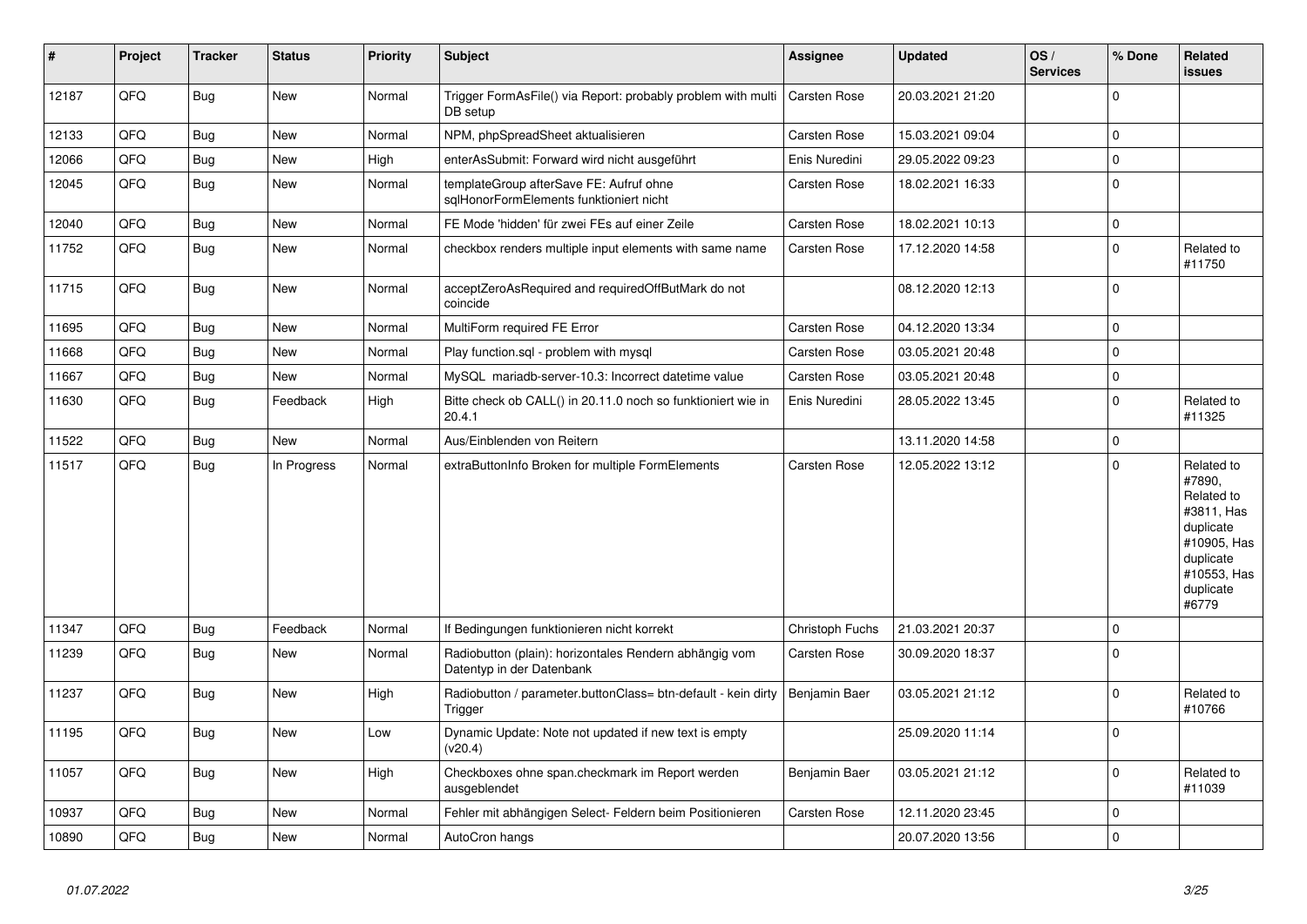| # | Project | Tracker | Status | Priority | Subject | Assignee | Updated | OS / Services | % Done | Related issues |
|---|---|---|---|---|---|---|---|---|---|---|
| 12187 | QFQ | Bug | New | Normal | Trigger FormAsFile() via Report: probably problem with multi DB setup | Carsten Rose | 20.03.2021 21:20 | | 0 | |
| 12133 | QFQ | Bug | New | Normal | NPM, phpSpreadSheet aktualisieren | Carsten Rose | 15.03.2021 09:04 | | 0 | |
| 12066 | QFQ | Bug | New | High | enterAsSubmit: Forward wird nicht ausgeführt | Enis Nuredini | 29.05.2022 09:23 | | 0 | |
| 12045 | QFQ | Bug | New | Normal | templateGroup afterSave FE: Aufruf ohne sqlHonorFormElements funktioniert nicht | Carsten Rose | 18.02.2021 16:33 | | 0 | |
| 12040 | QFQ | Bug | New | Normal | FE Mode 'hidden' für zwei FEs auf einer Zeile | Carsten Rose | 18.02.2021 10:13 | | 0 | |
| 11752 | QFQ | Bug | New | Normal | checkbox renders multiple input elements with same name | Carsten Rose | 17.12.2020 14:58 | | 0 | Related to #11750 |
| 11715 | QFQ | Bug | New | Normal | acceptZeroAsRequired and requiredOffButMark do not coincide | | 08.12.2020 12:13 | | 0 | |
| 11695 | QFQ | Bug | New | Normal | MultiForm required FE Error | Carsten Rose | 04.12.2020 13:34 | | 0 | |
| 11668 | QFQ | Bug | New | Normal | Play function.sql - problem with mysql | Carsten Rose | 03.05.2021 20:48 | | 0 | |
| 11667 | QFQ | Bug | New | Normal | MySQL mariadb-server-10.3: Incorrect datetime value | Carsten Rose | 03.05.2021 20:48 | | 0 | |
| 11630 | QFQ | Bug | Feedback | High | Bitte check ob CALL() in 20.11.0 noch so funktioniert wie in 20.4.1 | Enis Nuredini | 28.05.2022 13:45 | | 0 | Related to #11325 |
| 11522 | QFQ | Bug | New | Normal | Aus/Einblenden von Reitern | | 13.11.2020 14:58 | | 0 | |
| 11517 | QFQ | Bug | In Progress | Normal | extraButtonInfo Broken for multiple FormElements | Carsten Rose | 12.05.2022 13:12 | | 0 | Related to #7890, Related to #3811, Has duplicate #10905, Has duplicate #10553, Has duplicate #6779 |
| 11347 | QFQ | Bug | Feedback | Normal | If Bedingungen funktionieren nicht korrekt | Christoph Fuchs | 21.03.2021 20:37 | | 0 | |
| 11239 | QFQ | Bug | New | Normal | Radiobutton (plain): horizontales Rendern abhängig vom Datentyp in der Datenbank | Carsten Rose | 30.09.2020 18:37 | | 0 | |
| 11237 | QFQ | Bug | New | High | Radiobutton / parameter.buttonClass= btn-default - kein dirty Trigger | Benjamin Baer | 03.05.2021 21:12 | | 0 | Related to #10766 |
| 11195 | QFQ | Bug | New | Low | Dynamic Update: Note not updated if new text is empty (v20.4) | | 25.09.2020 11:14 | | 0 | |
| 11057 | QFQ | Bug | New | High | Checkboxes ohne span.checkmark im Report werden ausgeblendet | Benjamin Baer | 03.05.2021 21:12 | | 0 | Related to #11039 |
| 10937 | QFQ | Bug | New | Normal | Fehler mit abhängigen Select- Feldern beim Positionieren | Carsten Rose | 12.11.2020 23:45 | | 0 | |
| 10890 | QFQ | Bug | New | Normal | AutoCron hangs | | 20.07.2020 13:56 | | 0 | |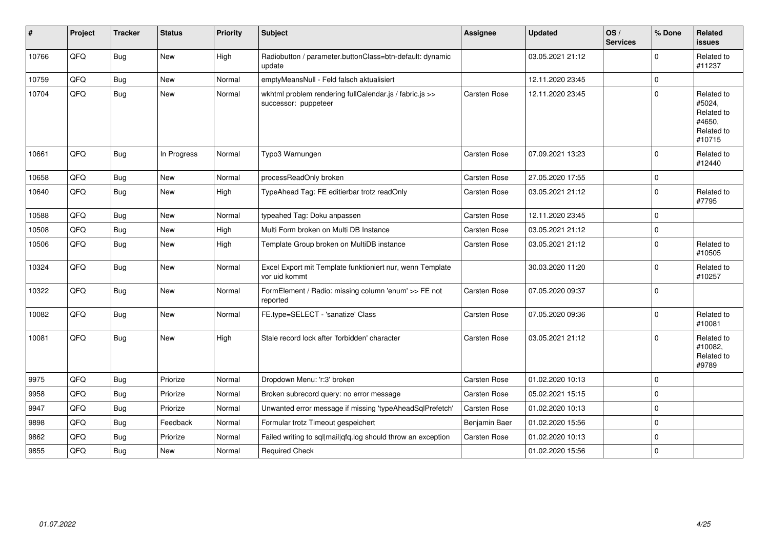| # | Project | Tracker | Status | Priority | Subject | Assignee | Updated | OS / Services | % Done | Related issues |
|---|---|---|---|---|---|---|---|---|---|---|
| 10766 | QFQ | Bug | New | High | Radiobutton / parameter.buttonClass=btn-default: dynamic update | | 03.05.2021 21:12 | | 0 | Related to #11237 |
| 10759 | QFQ | Bug | New | Normal | emptyMeansNull - Feld falsch aktualisiert | | 12.11.2020 23:45 | | 0 | |
| 10704 | QFQ | Bug | New | Normal | wkhtml problem rendering fullCalendar.js / fabric.js >> successor: puppeteer | Carsten Rose | 12.11.2020 23:45 | | 0 | Related to #5024, Related to #4650, Related to #10715 |
| 10661 | QFQ | Bug | In Progress | Normal | Typo3 Warnungen | Carsten Rose | 07.09.2021 13:23 | | 0 | Related to #12440 |
| 10658 | QFQ | Bug | New | Normal | processReadOnly broken | Carsten Rose | 27.05.2020 17:55 | | 0 | |
| 10640 | QFQ | Bug | New | High | TypeAhead Tag: FE editierbar trotz readOnly | Carsten Rose | 03.05.2021 21:12 | | 0 | Related to #7795 |
| 10588 | QFQ | Bug | New | Normal | typeahed Tag: Doku anpassen | Carsten Rose | 12.11.2020 23:45 | | 0 | |
| 10508 | QFQ | Bug | New | High | Multi Form broken on Multi DB Instance | Carsten Rose | 03.05.2021 21:12 | | 0 | |
| 10506 | QFQ | Bug | New | High | Template Group broken on MultiDB instance | Carsten Rose | 03.05.2021 21:12 | | 0 | Related to #10505 |
| 10324 | QFQ | Bug | New | Normal | Excel Export mit Template funktioniert nur, wenn Template vor uid kommt | | 30.03.2020 11:20 | | 0 | Related to #10257 |
| 10322 | QFQ | Bug | New | Normal | FormElement / Radio: missing column 'enum' >> FE not reported | Carsten Rose | 07.05.2020 09:37 | | 0 | |
| 10082 | QFQ | Bug | New | Normal | FE.type=SELECT - 'sanatize' Class | Carsten Rose | 07.05.2020 09:36 | | 0 | Related to #10081 |
| 10081 | QFQ | Bug | New | High | Stale record lock after 'forbidden' character | Carsten Rose | 03.05.2021 21:12 | | 0 | Related to #10082, Related to #9789 |
| 9975 | QFQ | Bug | Priorize | Normal | Dropdown Menu: 'r:3' broken | Carsten Rose | 01.02.2020 10:13 | | 0 | |
| 9958 | QFQ | Bug | Priorize | Normal | Broken subrecord query: no error message | Carsten Rose | 05.02.2021 15:15 | | 0 | |
| 9947 | QFQ | Bug | Priorize | Normal | Unwanted error message if missing 'typeAheadSqlPrefetch' | Carsten Rose | 01.02.2020 10:13 | | 0 | |
| 9898 | QFQ | Bug | Feedback | Normal | Formular trotz Timeout gespeichert | Benjamin Baer | 01.02.2020 15:56 | | 0 | |
| 9862 | QFQ | Bug | Priorize | Normal | Failed writing to sql\|mail\|qfq.log should throw an exception | Carsten Rose | 01.02.2020 10:13 | | 0 | |
| 9855 | QFQ | Bug | New | Normal | Required Check | | 01.02.2020 15:56 | | 0 | |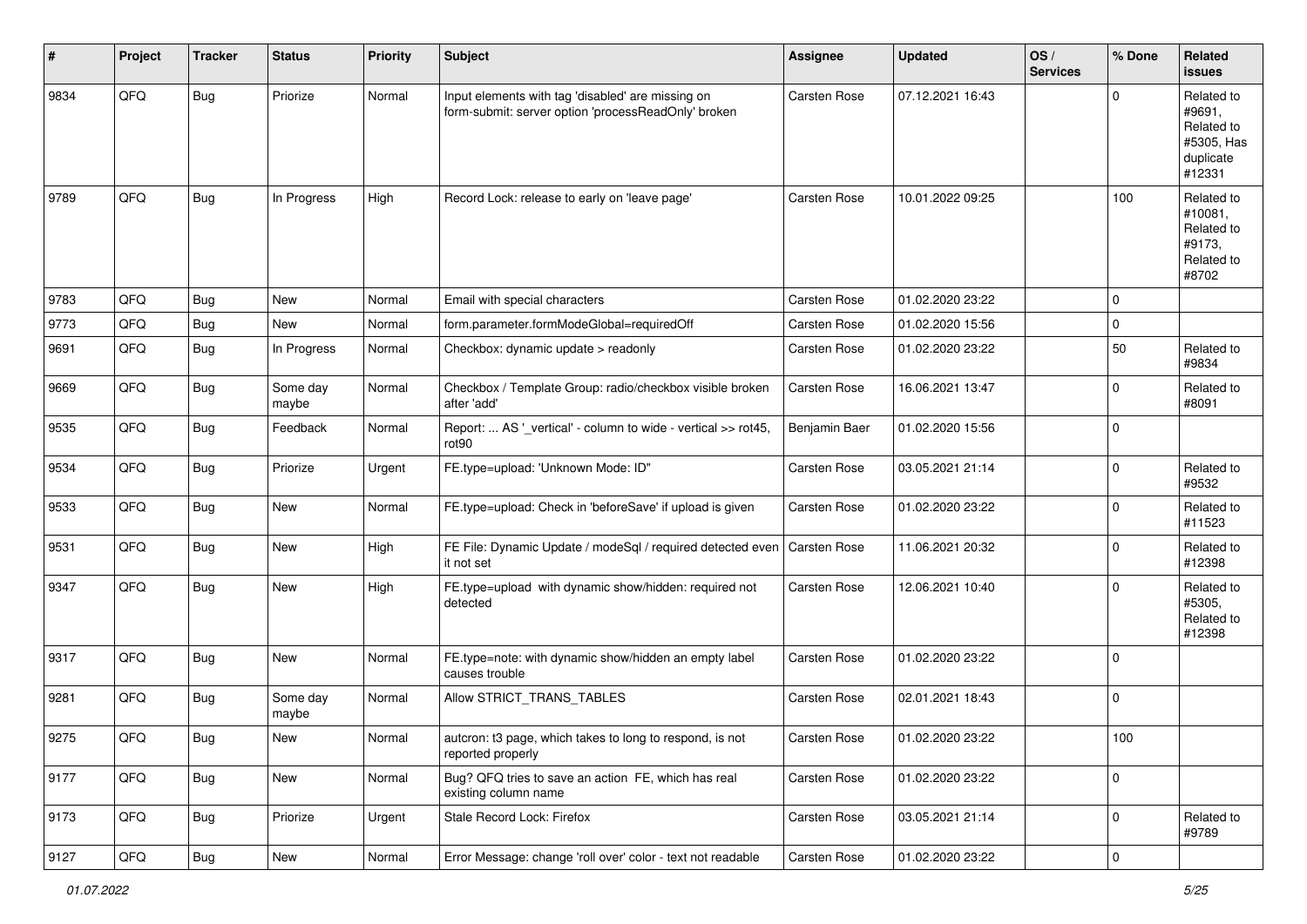| # | Project | Tracker | Status | Priority | Subject | Assignee | Updated | OS / Services | % Done | Related issues |
|---|---|---|---|---|---|---|---|---|---|---|
| 9834 | QFQ | Bug | Priorize | Normal | Input elements with tag 'disabled' are missing on form-submit: server option 'processReadOnly' broken | Carsten Rose | 07.12.2021 16:43 | | 0 | Related to #9691, Related to #5305, Has duplicate #12331 |
| 9789 | QFQ | Bug | In Progress | High | Record Lock: release to early on 'leave page' | Carsten Rose | 10.01.2022 09:25 | | 100 | Related to #10081, Related to #9173, Related to #8702 |
| 9783 | QFQ | Bug | New | Normal | Email with special characters | Carsten Rose | 01.02.2020 23:22 | | 0 | |
| 9773 | QFQ | Bug | New | Normal | form.parameter.formModeGlobal=requiredOff | Carsten Rose | 01.02.2020 15:56 | | 0 | |
| 9691 | QFQ | Bug | In Progress | Normal | Checkbox: dynamic update > readonly | Carsten Rose | 01.02.2020 23:22 | | 50 | Related to #9834 |
| 9669 | QFQ | Bug | Some day maybe | Normal | Checkbox / Template Group: radio/checkbox visible broken after 'add' | Carsten Rose | 16.06.2021 13:47 | | 0 | Related to #8091 |
| 9535 | QFQ | Bug | Feedback | Normal | Report: ... AS '_vertical' - column to wide - vertical >> rot45, rot90 | Benjamin Baer | 01.02.2020 15:56 | | 0 | |
| 9534 | QFQ | Bug | Priorize | Urgent | FE.type=upload: 'Unknown Mode: ID" | Carsten Rose | 03.05.2021 21:14 | | 0 | Related to #9532 |
| 9533 | QFQ | Bug | New | Normal | FE.type=upload: Check in 'beforeSave' if upload is given | Carsten Rose | 01.02.2020 23:22 | | 0 | Related to #11523 |
| 9531 | QFQ | Bug | New | High | FE File: Dynamic Update / modeSql / required detected even it not set | Carsten Rose | 11.06.2021 20:32 | | 0 | Related to #12398 |
| 9347 | QFQ | Bug | New | High | FE.type=upload with dynamic show/hidden: required not detected | Carsten Rose | 12.06.2021 10:40 | | 0 | Related to #5305, Related to #12398 |
| 9317 | QFQ | Bug | New | Normal | FE.type=note: with dynamic show/hidden an empty label causes trouble | Carsten Rose | 01.02.2020 23:22 | | 0 | |
| 9281 | QFQ | Bug | Some day maybe | Normal | Allow STRICT_TRANS_TABLES | Carsten Rose | 02.01.2021 18:43 | | 0 | |
| 9275 | QFQ | Bug | New | Normal | autcron: t3 page, which takes to long to respond, is not reported properly | Carsten Rose | 01.02.2020 23:22 | | 100 | |
| 9177 | QFQ | Bug | New | Normal | Bug? QFQ tries to save an action FE, which has real existing column name | Carsten Rose | 01.02.2020 23:22 | | 0 | |
| 9173 | QFQ | Bug | Priorize | Urgent | Stale Record Lock: Firefox | Carsten Rose | 03.05.2021 21:14 | | 0 | Related to #9789 |
| 9127 | QFQ | Bug | New | Normal | Error Message: change 'roll over' color - text not readable | Carsten Rose | 01.02.2020 23:22 | | 0 | |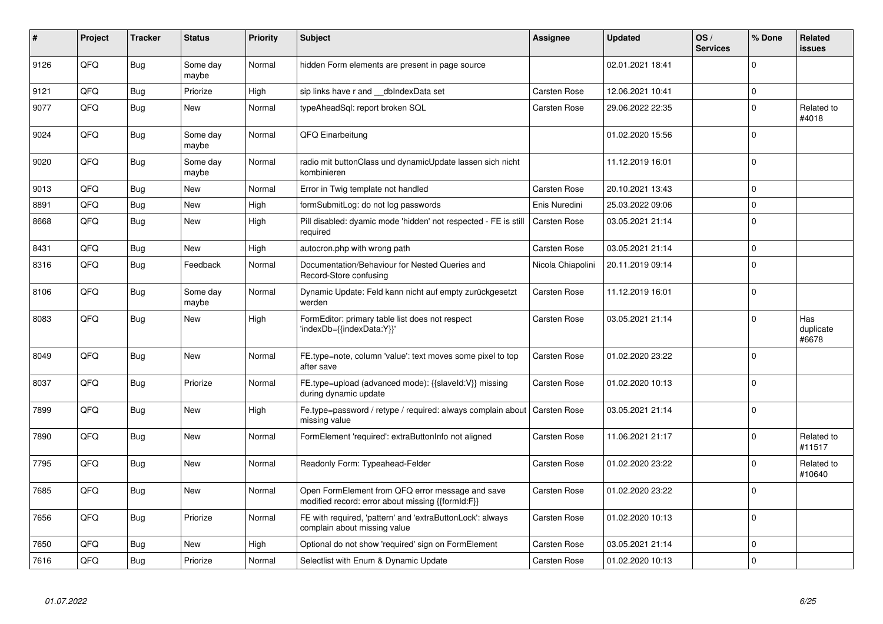| # | Project | Tracker | Status | Priority | Subject | Assignee | Updated | OS / Services | % Done | Related issues |
|---|---|---|---|---|---|---|---|---|---|---|
| 9126 | QFQ | Bug | Some day maybe | Normal | hidden Form elements are present in page source | | 02.01.2021 18:41 | | 0 | |
| 9121 | QFQ | Bug | Priorize | High | sip links have r and __dbIndexData set | Carsten Rose | 12.06.2021 10:41 | | 0 | |
| 9077 | QFQ | Bug | New | Normal | typeAheadSql: report broken SQL | Carsten Rose | 29.06.2022 22:35 | | 0 | Related to #4018 |
| 9024 | QFQ | Bug | Some day maybe | Normal | QFQ Einarbeitung | | 01.02.2020 15:56 | | 0 | |
| 9020 | QFQ | Bug | Some day maybe | Normal | radio mit buttonClass und dynamicUpdate lassen sich nicht kombinieren | | 11.12.2019 16:01 | | 0 | |
| 9013 | QFQ | Bug | New | Normal | Error in Twig template not handled | Carsten Rose | 20.10.2021 13:43 | | 0 | |
| 8891 | QFQ | Bug | New | High | formSubmitLog: do not log passwords | Enis Nuredini | 25.03.2022 09:06 | | 0 | |
| 8668 | QFQ | Bug | New | High | Pill disabled: dyamic mode 'hidden' not respected - FE is still required | Carsten Rose | 03.05.2021 21:14 | | 0 | |
| 8431 | QFQ | Bug | New | High | autocron.php with wrong path | Carsten Rose | 03.05.2021 21:14 | | 0 | |
| 8316 | QFQ | Bug | Feedback | Normal | Documentation/Behaviour for Nested Queries and Record-Store confusing | Nicola Chiapolini | 20.11.2019 09:14 | | 0 | |
| 8106 | QFQ | Bug | Some day maybe | Normal | Dynamic Update: Feld kann nicht auf empty zurückgesetzt werden | Carsten Rose | 11.12.2019 16:01 | | 0 | |
| 8083 | QFQ | Bug | New | High | FormEditor: primary table list does not respect 'indexDb={{indexData:Y}}' | Carsten Rose | 03.05.2021 21:14 | | 0 | Has duplicate #6678 |
| 8049 | QFQ | Bug | New | Normal | FE.type=note, column 'value': text moves some pixel to top after save | Carsten Rose | 01.02.2020 23:22 | | 0 | |
| 8037 | QFQ | Bug | Priorize | Normal | FE.type=upload (advanced mode): {{slaveId:V}} missing during dynamic update | Carsten Rose | 01.02.2020 10:13 | | 0 | |
| 7899 | QFQ | Bug | New | High | Fe.type=password / retype / required: always complain about missing value | Carsten Rose | 03.05.2021 21:14 | | 0 | |
| 7890 | QFQ | Bug | New | Normal | FormElement 'required': extraButtonInfo not aligned | Carsten Rose | 11.06.2021 21:17 | | 0 | Related to #11517 |
| 7795 | QFQ | Bug | New | Normal | Readonly Form: Typeahead-Felder | Carsten Rose | 01.02.2020 23:22 | | 0 | Related to #10640 |
| 7685 | QFQ | Bug | New | Normal | Open FormElement from QFQ error message and save modified record: error about missing {{formId:F}} | Carsten Rose | 01.02.2020 23:22 | | 0 | |
| 7656 | QFQ | Bug | Priorize | Normal | FE with required, 'pattern' and 'extraButtonLock': always complain about missing value | Carsten Rose | 01.02.2020 10:13 | | 0 | |
| 7650 | QFQ | Bug | New | High | Optional do not show 'required' sign on FormElement | Carsten Rose | 03.05.2021 21:14 | | 0 | |
| 7616 | QFQ | Bug | Priorize | Normal | Selectlist with Enum & Dynamic Update | Carsten Rose | 01.02.2020 10:13 | | 0 | |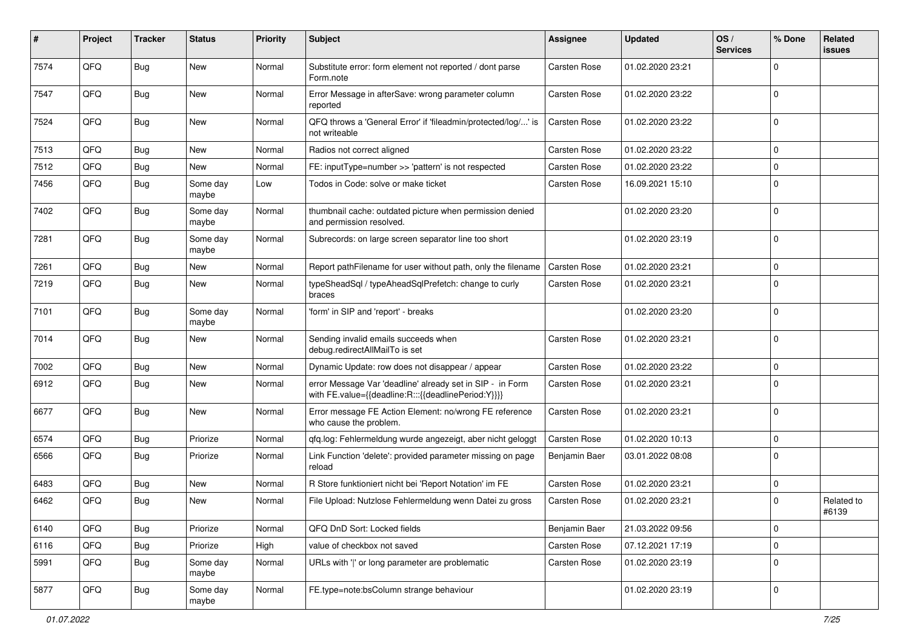| # | Project | Tracker | Status | Priority | Subject | Assignee | Updated | OS / Services | % Done | Related issues |
|---|---|---|---|---|---|---|---|---|---|---|
| 7574 | QFQ | Bug | New | Normal | Substitute error: form element not reported / dont parse Form.note | Carsten Rose | 01.02.2020 23:21 | | 0 | |
| 7547 | QFQ | Bug | New | Normal | Error Message in afterSave: wrong parameter column reported | Carsten Rose | 01.02.2020 23:22 | | 0 | |
| 7524 | QFQ | Bug | New | Normal | QFQ throws a 'General Error' if 'fileadmin/protected/log/...' is not writeable | Carsten Rose | 01.02.2020 23:22 | | 0 | |
| 7513 | QFQ | Bug | New | Normal | Radios not correct aligned | Carsten Rose | 01.02.2020 23:22 | | 0 | |
| 7512 | QFQ | Bug | New | Normal | FE: inputType=number >> 'pattern' is not respected | Carsten Rose | 01.02.2020 23:22 | | 0 | |
| 7456 | QFQ | Bug | Some day maybe | Low | Todos in Code: solve or make ticket | Carsten Rose | 16.09.2021 15:10 | | 0 | |
| 7402 | QFQ | Bug | Some day maybe | Normal | thumbnail cache: outdated picture when permission denied and permission resolved. | | 01.02.2020 23:20 | | 0 | |
| 7281 | QFQ | Bug | Some day maybe | Normal | Subrecords: on large screen separator line too short | | 01.02.2020 23:19 | | 0 | |
| 7261 | QFQ | Bug | New | Normal | Report pathFilename for user without path, only the filename | Carsten Rose | 01.02.2020 23:21 | | 0 | |
| 7219 | QFQ | Bug | New | Normal | typeSheadSql / typeAheadSqlPrefetch: change to curly braces | Carsten Rose | 01.02.2020 23:21 | | 0 | |
| 7101 | QFQ | Bug | Some day maybe | Normal | 'form' in SIP and 'report' - breaks | | 01.02.2020 23:20 | | 0 | |
| 7014 | QFQ | Bug | New | Normal | Sending invalid emails succeeds when debug.redirectAllMailTo is set | Carsten Rose | 01.02.2020 23:21 | | 0 | |
| 7002 | QFQ | Bug | New | Normal | Dynamic Update: row does not disappear / appear | Carsten Rose | 01.02.2020 23:22 | | 0 | |
| 6912 | QFQ | Bug | New | Normal | error Message Var 'deadline' already set in SIP - in Form with FE.value={{deadline:R:::{{deadlinePeriod:Y}}}} | Carsten Rose | 01.02.2020 23:21 | | 0 | |
| 6677 | QFQ | Bug | New | Normal | Error message FE Action Element: no/wrong FE reference who cause the problem. | Carsten Rose | 01.02.2020 23:21 | | 0 | |
| 6574 | QFQ | Bug | Priorize | Normal | qfq.log: Fehlermeldung wurde angezeigt, aber nicht geloggt | Carsten Rose | 01.02.2020 10:13 | | 0 | |
| 6566 | QFQ | Bug | Priorize | Normal | Link Function 'delete': provided parameter missing on page reload | Benjamin Baer | 03.01.2022 08:08 | | 0 | |
| 6483 | QFQ | Bug | New | Normal | R Store funktioniert nicht bei 'Report Notation' im FE | Carsten Rose | 01.02.2020 23:21 | | 0 | |
| 6462 | QFQ | Bug | New | Normal | File Upload: Nutzlose Fehlermeldung wenn Datei zu gross | Carsten Rose | 01.02.2020 23:21 | | 0 | Related to #6139 |
| 6140 | QFQ | Bug | Priorize | Normal | QFQ DnD Sort: Locked fields | Benjamin Baer | 21.03.2022 09:56 | | 0 | |
| 6116 | QFQ | Bug | Priorize | High | value of checkbox not saved | Carsten Rose | 07.12.2021 17:19 | | 0 | |
| 5991 | QFQ | Bug | Some day maybe | Normal | URLs with '|' or long parameter are problematic | Carsten Rose | 01.02.2020 23:19 | | 0 | |
| 5877 | QFQ | Bug | Some day maybe | Normal | FE.type=note:bsColumn strange behaviour | | 01.02.2020 23:19 | | 0 | |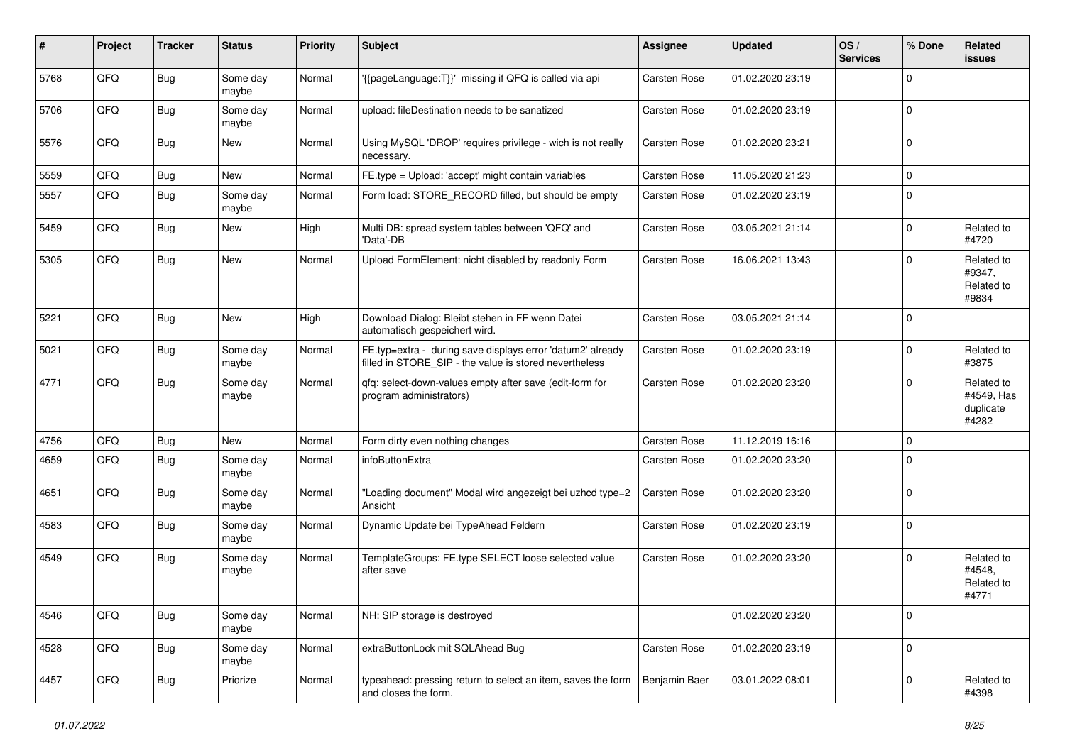| # | Project | Tracker | Status | Priority | Subject | Assignee | Updated | OS / Services | % Done | Related issues |
|---|---|---|---|---|---|---|---|---|---|---|
| 5768 | QFQ | Bug | Some day maybe | Normal | '{{pageLanguage:T}}' missing if QFQ is called via api | Carsten Rose | 01.02.2020 23:19 | | 0 | |
| 5706 | QFQ | Bug | Some day maybe | Normal | upload: fileDestination needs to be sanatized | Carsten Rose | 01.02.2020 23:19 | | 0 | |
| 5576 | QFQ | Bug | New | Normal | Using MySQL 'DROP' requires privilege - wich is not really necessary. | Carsten Rose | 01.02.2020 23:21 | | 0 | |
| 5559 | QFQ | Bug | New | Normal | FE.type = Upload: 'accept' might contain variables | Carsten Rose | 11.05.2020 21:23 | | 0 | |
| 5557 | QFQ | Bug | Some day maybe | Normal | Form load: STORE_RECORD filled, but should be empty | Carsten Rose | 01.02.2020 23:19 | | 0 | |
| 5459 | QFQ | Bug | New | High | Multi DB: spread system tables between 'QFQ' and 'Data'-DB | Carsten Rose | 03.05.2021 21:14 | | 0 | Related to #4720 |
| 5305 | QFQ | Bug | New | Normal | Upload FormElement: nicht disabled by readonly Form | Carsten Rose | 16.06.2021 13:43 | | 0 | Related to #9347, Related to #9834 |
| 5221 | QFQ | Bug | New | High | Download Dialog: Bleibt stehen in FF wenn Datei automatisch gespeichert wird. | Carsten Rose | 03.05.2021 21:14 | | 0 | |
| 5021 | QFQ | Bug | Some day maybe | Normal | FE.typ=extra - during save displays error 'datum2' already filled in STORE_SIP - the value is stored nevertheless | Carsten Rose | 01.02.2020 23:19 | | 0 | Related to #3875 |
| 4771 | QFQ | Bug | Some day maybe | Normal | qfq: select-down-values empty after save (edit-form for program administrators) | Carsten Rose | 01.02.2020 23:20 | | 0 | Related to #4549, Has duplicate #4282 |
| 4756 | QFQ | Bug | New | Normal | Form dirty even nothing changes | Carsten Rose | 11.12.2019 16:16 | | 0 | |
| 4659 | QFQ | Bug | Some day maybe | Normal | infoButtonExtra | Carsten Rose | 01.02.2020 23:20 | | 0 | |
| 4651 | QFQ | Bug | Some day maybe | Normal | "Loading document" Modal wird angezeigt bei uzhcd type=2 Ansicht | Carsten Rose | 01.02.2020 23:20 | | 0 | |
| 4583 | QFQ | Bug | Some day maybe | Normal | Dynamic Update bei TypeAhead Feldern | Carsten Rose | 01.02.2020 23:19 | | 0 | |
| 4549 | QFQ | Bug | Some day maybe | Normal | TemplateGroups: FE.type SELECT loose selected value after save | Carsten Rose | 01.02.2020 23:20 | | 0 | Related to #4548, Related to #4771 |
| 4546 | QFQ | Bug | Some day maybe | Normal | NH: SIP storage is destroyed | | 01.02.2020 23:20 | | 0 | |
| 4528 | QFQ | Bug | Some day maybe | Normal | extraButtonLock mit SQLAhead Bug | Carsten Rose | 01.02.2020 23:19 | | 0 | |
| 4457 | QFQ | Bug | Priorize | Normal | typeahead: pressing return to select an item, saves the form and closes the form. | Benjamin Baer | 03.01.2022 08:01 | | 0 | Related to #4398 |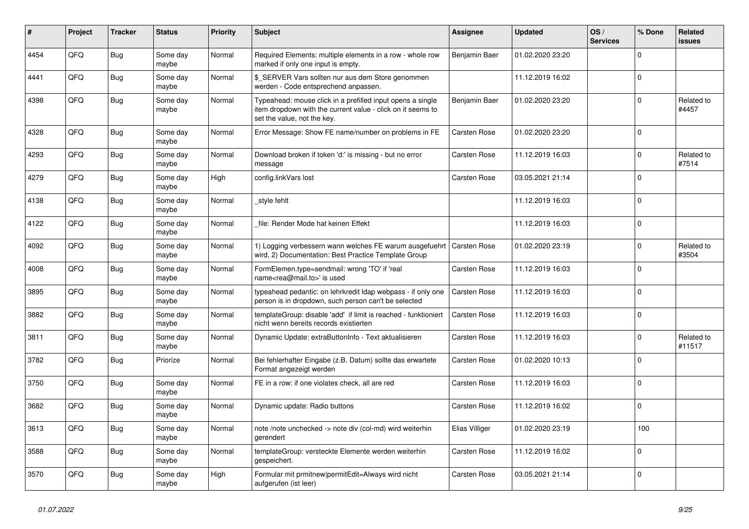| # | Project | Tracker | Status | Priority | Subject | Assignee | Updated | OS / Services | % Done | Related issues |
|---|---|---|---|---|---|---|---|---|---|---|
| 4454 | QFQ | Bug | Some day maybe | Normal | Required Elements: multiple elements in a row - whole row marked if only one input is empty. | Benjamin Baer | 01.02.2020 23:20 | | 0 | |
| 4441 | QFQ | Bug | Some day maybe | Normal | $_SERVER Vars sollten nur aus dem Store genommen werden - Code entsprechend anpassen. | | 11.12.2019 16:02 | | 0 | |
| 4398 | QFQ | Bug | Some day maybe | Normal | Typeahead: mouse click in a prefilled input opens a single item dropdown with the current value - click on it seems to set the value, not the key. | Benjamin Baer | 01.02.2020 23:20 | | 0 | Related to #4457 |
| 4328 | QFQ | Bug | Some day maybe | Normal | Error Message: Show FE name/number on problems in FE | Carsten Rose | 01.02.2020 23:20 | | 0 | |
| 4293 | QFQ | Bug | Some day maybe | Normal | Download broken if token 'd:' is missing - but no error message | Carsten Rose | 11.12.2019 16:03 | | 0 | Related to #7514 |
| 4279 | QFQ | Bug | Some day maybe | High | config.linkVars lost | Carsten Rose | 03.05.2021 21:14 | | 0 | |
| 4138 | QFQ | Bug | Some day maybe | Normal | _style fehlt | | 11.12.2019 16:03 | | 0 | |
| 4122 | QFQ | Bug | Some day maybe | Normal | _file: Render Mode hat keinen Effekt | | 11.12.2019 16:03 | | 0 | |
| 4092 | QFQ | Bug | Some day maybe | Normal | 1) Logging verbessern wann welches FE warum ausgefuehrt wird, 2) Documentation: Best Practice Template Group | Carsten Rose | 01.02.2020 23:19 | | 0 | Related to #3504 |
| 4008 | QFQ | Bug | Some day maybe | Normal | FormElemen.type=sendmail: wrong 'TO' if 'real name<rea@mail.to>' is used | Carsten Rose | 11.12.2019 16:03 | | 0 | |
| 3895 | QFQ | Bug | Some day maybe | Normal | typeahead pedantic: on lehrkredit ldap webpass - if only one person is in dropdown, such person can't be selected | Carsten Rose | 11.12.2019 16:03 | | 0 | |
| 3882 | QFQ | Bug | Some day maybe | Normal | templateGroup: disable 'add' if limit is reached - funktioniert nicht wenn bereits records existierten | Carsten Rose | 11.12.2019 16:03 | | 0 | |
| 3811 | QFQ | Bug | Some day maybe | Normal | Dynamic Update: extraButtonInfo - Text aktualisieren | Carsten Rose | 11.12.2019 16:03 | | 0 | Related to #11517 |
| 3782 | QFQ | Bug | Priorize | Normal | Bei fehlerhafter Eingabe (z.B. Datum) sollte das erwartete Format angezeigt werden | Carsten Rose | 01.02.2020 10:13 | | 0 | |
| 3750 | QFQ | Bug | Some day maybe | Normal | FE in a row: if one violates check, all are red | Carsten Rose | 11.12.2019 16:03 | | 0 | |
| 3682 | QFQ | Bug | Some day maybe | Normal | Dynamic update: Radio buttons | Carsten Rose | 11.12.2019 16:02 | | 0 | |
| 3613 | QFQ | Bug | Some day maybe | Normal | note /note unchecked -> note div (col-md) wird weiterhin gerendert | Elias Villiger | 01.02.2020 23:19 | | 100 | |
| 3588 | QFQ | Bug | Some day maybe | Normal | templateGroup: versteckte Elemente werden weiterhin gespeichert. | Carsten Rose | 11.12.2019 16:02 | | 0 | |
| 3570 | QFQ | Bug | Some day maybe | High | Formular mit prmitnew\|permitEdit=Always wird nicht aufgerufen (ist leer) | Carsten Rose | 03.05.2021 21:14 | | 0 | |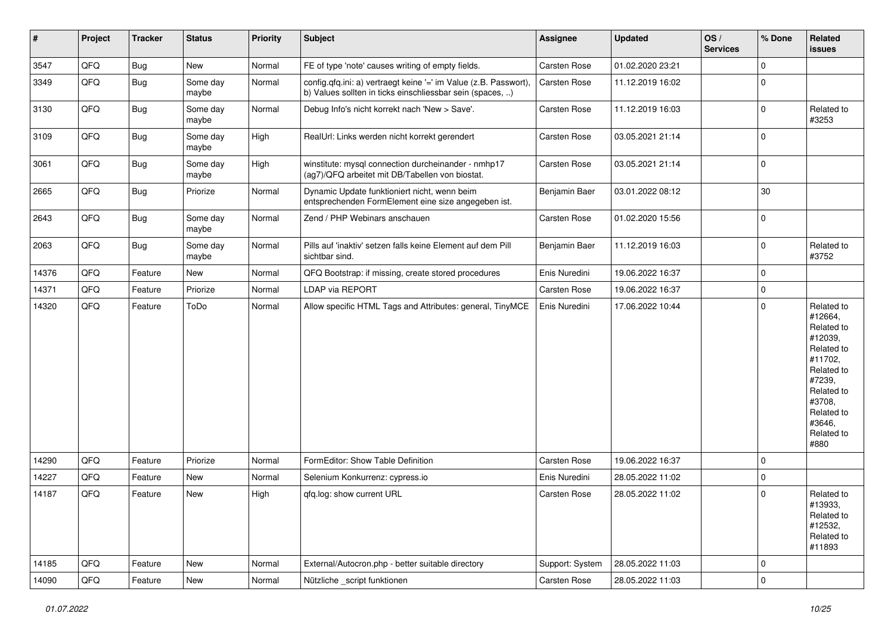| # | Project | Tracker | Status | Priority | Subject | Assignee | Updated | OS / Services | % Done | Related issues |
|---|---|---|---|---|---|---|---|---|---|---|
| 3547 | QFQ | Bug | New | Normal | FE of type 'note' causes writing of empty fields. | Carsten Rose | 01.02.2020 23:21 | | 0 | |
| 3349 | QFQ | Bug | Some day maybe | Normal | config.qfq.ini: a) vertraegt keine '=' im Value (z.B. Passwort), b) Values sollten in ticks einschliessbar sein (spaces, ..) | Carsten Rose | 11.12.2019 16:02 | | 0 | |
| 3130 | QFQ | Bug | Some day maybe | Normal | Debug Info's nicht korrekt nach 'New > Save'. | Carsten Rose | 11.12.2019 16:03 | | 0 | Related to #3253 |
| 3109 | QFQ | Bug | Some day maybe | High | RealUrl: Links werden nicht korrekt gerendert | Carsten Rose | 03.05.2021 21:14 | | 0 | |
| 3061 | QFQ | Bug | Some day maybe | High | winstitute: mysql connection durcheinander - nmhp17 (ag7)/QFQ arbeitet mit DB/Tabellen von biostat. | Carsten Rose | 03.05.2021 21:14 | | 0 | |
| 2665 | QFQ | Bug | Priorize | Normal | Dynamic Update funktioniert nicht, wenn beim entsprechenden FormElement eine size angegeben ist. | Benjamin Baer | 03.01.2022 08:12 | | 30 | |
| 2643 | QFQ | Bug | Some day maybe | Normal | Zend / PHP Webinars anschauen | Carsten Rose | 01.02.2020 15:56 | | 0 | |
| 2063 | QFQ | Bug | Some day maybe | Normal | Pills auf 'inaktiv' setzen falls keine Element auf dem Pill sichtbar sind. | Benjamin Baer | 11.12.2019 16:03 | | 0 | Related to #3752 |
| 14376 | QFQ | Feature | New | Normal | QFQ Bootstrap: if missing, create stored procedures | Enis Nuredini | 19.06.2022 16:37 | | 0 | |
| 14371 | QFQ | Feature | Priorize | Normal | LDAP via REPORT | Carsten Rose | 19.06.2022 16:37 | | 0 | |
| 14320 | QFQ | Feature | ToDo | Normal | Allow specific HTML Tags and Attributes: general, TinyMCE | Enis Nuredini | 17.06.2022 10:44 | | 0 | Related to #12664, Related to #12039, Related to #11702, Related to #7239, Related to #3708, Related to #3646, Related to #880 |
| 14290 | QFQ | Feature | Priorize | Normal | FormEditor: Show Table Definition | Carsten Rose | 19.06.2022 16:37 | | 0 | |
| 14227 | QFQ | Feature | New | Normal | Selenium Konkurrenz: cypress.io | Enis Nuredini | 28.05.2022 11:02 | | 0 | |
| 14187 | QFQ | Feature | New | High | qfq.log: show current URL | Carsten Rose | 28.05.2022 11:02 | | 0 | Related to #13933, Related to #12532, Related to #11893 |
| 14185 | QFQ | Feature | New | Normal | External/Autocron.php - better suitable directory | Support: System | 28.05.2022 11:03 | | 0 | |
| 14090 | QFQ | Feature | New | Normal | Nützliche _script funktionen | Carsten Rose | 28.05.2022 11:03 | | 0 | |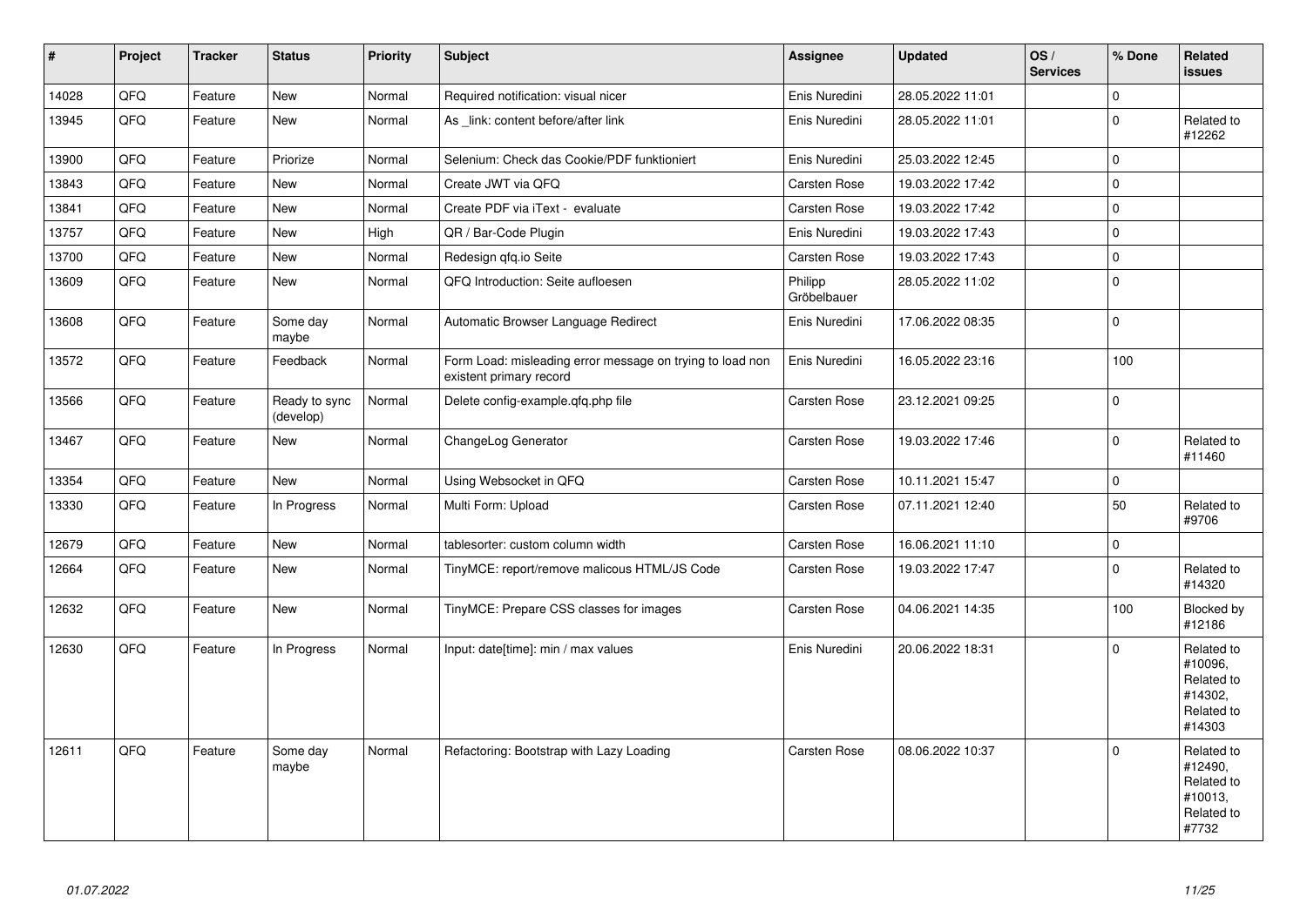| # | Project | Tracker | Status | Priority | Subject | Assignee | Updated | OS / Services | % Done | Related issues |
|---|---|---|---|---|---|---|---|---|---|---|
| 14028 | QFQ | Feature | New | Normal | Required notification: visual nicer | Enis Nuredini | 28.05.2022 11:01 | | 0 | |
| 13945 | QFQ | Feature | New | Normal | As _link: content before/after link | Enis Nuredini | 28.05.2022 11:01 | | 0 | Related to #12262 |
| 13900 | QFQ | Feature | Priorize | Normal | Selenium: Check das Cookie/PDF funktioniert | Enis Nuredini | 25.03.2022 12:45 | | 0 | |
| 13843 | QFQ | Feature | New | Normal | Create JWT via QFQ | Carsten Rose | 19.03.2022 17:42 | | 0 | |
| 13841 | QFQ | Feature | New | Normal | Create PDF via iText - evaluate | Carsten Rose | 19.03.2022 17:42 | | 0 | |
| 13757 | QFQ | Feature | New | High | QR / Bar-Code Plugin | Enis Nuredini | 19.03.2022 17:43 | | 0 | |
| 13700 | QFQ | Feature | New | Normal | Redesign qfq.io Seite | Carsten Rose | 19.03.2022 17:43 | | 0 | |
| 13609 | QFQ | Feature | New | Normal | QFQ Introduction: Seite aufloesen | Philipp Gröbelbauer | 28.05.2022 11:02 | | 0 | |
| 13608 | QFQ | Feature | Some day maybe | Normal | Automatic Browser Language Redirect | Enis Nuredini | 17.06.2022 08:35 | | 0 | |
| 13572 | QFQ | Feature | Feedback | Normal | Form Load: misleading error message on trying to load non existent primary record | Enis Nuredini | 16.05.2022 23:16 | | 100 | |
| 13566 | QFQ | Feature | Ready to sync (develop) | Normal | Delete config-example.qfq.php file | Carsten Rose | 23.12.2021 09:25 | | 0 | |
| 13467 | QFQ | Feature | New | Normal | ChangeLog Generator | Carsten Rose | 19.03.2022 17:46 | | 0 | Related to #11460 |
| 13354 | QFQ | Feature | New | Normal | Using Websocket in QFQ | Carsten Rose | 10.11.2021 15:47 | | 0 | |
| 13330 | QFQ | Feature | In Progress | Normal | Multi Form: Upload | Carsten Rose | 07.11.2021 12:40 | | 50 | Related to #9706 |
| 12679 | QFQ | Feature | New | Normal | tablesorter: custom column width | Carsten Rose | 16.06.2021 11:10 | | 0 | |
| 12664 | QFQ | Feature | New | Normal | TinyMCE: report/remove malicous HTML/JS Code | Carsten Rose | 19.03.2022 17:47 | | 0 | Related to #14320 |
| 12632 | QFQ | Feature | New | Normal | TinyMCE: Prepare CSS classes for images | Carsten Rose | 04.06.2021 14:35 | | 100 | Blocked by #12186 |
| 12630 | QFQ | Feature | In Progress | Normal | Input: date[time]: min / max values | Enis Nuredini | 20.06.2022 18:31 | | 0 | Related to #10096, Related to #14302, Related to #14303 |
| 12611 | QFQ | Feature | Some day maybe | Normal | Refactoring: Bootstrap with Lazy Loading | Carsten Rose | 08.06.2022 10:37 | | 0 | Related to #12490, Related to #10013, Related to #7732 |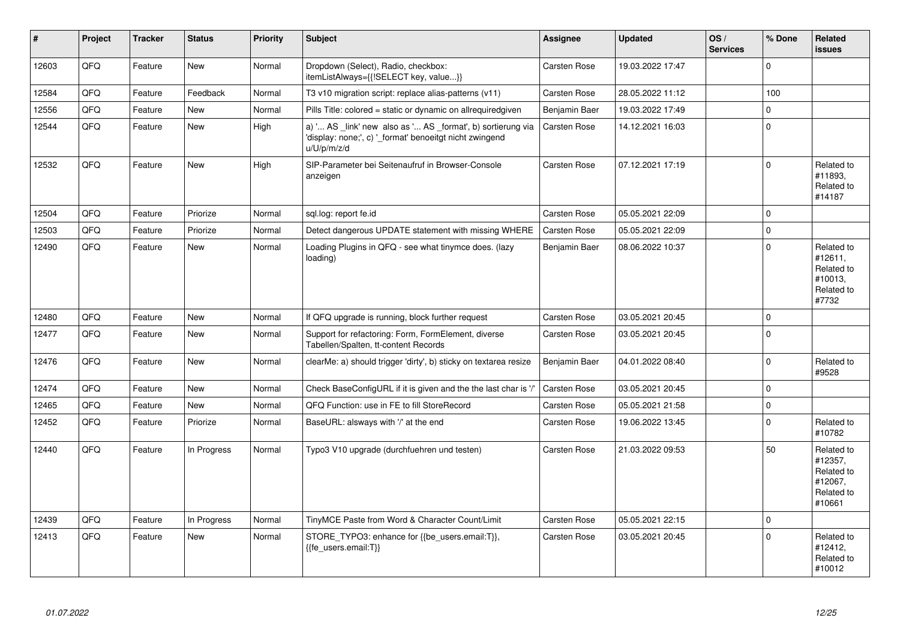| # | Project | Tracker | Status | Priority | Subject | Assignee | Updated | OS / Services | % Done | Related issues |
|---|---|---|---|---|---|---|---|---|---|---|
| 12603 | QFQ | Feature | New | Normal | Dropdown (Select), Radio, checkbox: itemListAlways={{!SELECT key, value...}} | Carsten Rose | 19.03.2022 17:47 | | 0 | |
| 12584 | QFQ | Feature | Feedback | Normal | T3 v10 migration script: replace alias-patterns (v11) | Carsten Rose | 28.05.2022 11:12 | | 100 | |
| 12556 | QFQ | Feature | New | Normal | Pills Title: colored = static or dynamic on allrequiredgiven | Benjamin Baer | 19.03.2022 17:49 | | 0 | |
| 12544 | QFQ | Feature | New | High | a) '... AS _link' new also as '... AS _format', b) sortierung via 'display: none;', c) '_format' benoeitgt nicht zwingend u/U/p/m/z/d | Carsten Rose | 14.12.2021 16:03 | | 0 | |
| 12532 | QFQ | Feature | New | High | SIP-Parameter bei Seitenaufruf in Browser-Console anzeigen | Carsten Rose | 07.12.2021 17:19 | | 0 | Related to #11893, Related to #14187 |
| 12504 | QFQ | Feature | Priorize | Normal | sql.log: report fe.id | Carsten Rose | 05.05.2021 22:09 | | 0 | |
| 12503 | QFQ | Feature | Priorize | Normal | Detect dangerous UPDATE statement with missing WHERE | Carsten Rose | 05.05.2021 22:09 | | 0 | |
| 12490 | QFQ | Feature | New | Normal | Loading Plugins in QFQ - see what tinymce does. (lazy loading) | Benjamin Baer | 08.06.2022 10:37 | | 0 | Related to #12611, Related to #10013, Related to #7732 |
| 12480 | QFQ | Feature | New | Normal | If QFQ upgrade is running, block further request | Carsten Rose | 03.05.2021 20:45 | | 0 | |
| 12477 | QFQ | Feature | New | Normal | Support for refactoring: Form, FormElement, diverse Tabellen/Spalten, tt-content Records | Carsten Rose | 03.05.2021 20:45 | | 0 | |
| 12476 | QFQ | Feature | New | Normal | clearMe: a) should trigger 'dirty', b) sticky on textarea resize | Benjamin Baer | 04.01.2022 08:40 | | 0 | Related to #9528 |
| 12474 | QFQ | Feature | New | Normal | Check BaseConfigURL if it is given and the the last char is '/' | Carsten Rose | 03.05.2021 20:45 | | 0 | |
| 12465 | QFQ | Feature | New | Normal | QFQ Function: use in FE to fill StoreRecord | Carsten Rose | 05.05.2021 21:58 | | 0 | |
| 12452 | QFQ | Feature | Priorize | Normal | BaseURL: alsways with '/' at the end | Carsten Rose | 19.06.2022 13:45 | | 0 | Related to #10782 |
| 12440 | QFQ | Feature | In Progress | Normal | Typo3 V10 upgrade (durchfuehren und testen) | Carsten Rose | 21.03.2022 09:53 | | 50 | Related to #12357, Related to #12067, Related to #10661 |
| 12439 | QFQ | Feature | In Progress | Normal | TinyMCE Paste from Word & Character Count/Limit | Carsten Rose | 05.05.2021 22:15 | | 0 | |
| 12413 | QFQ | Feature | New | Normal | STORE_TYPO3: enhance for {{be_users.email:T}}, {{fe_users.email:T}} | Carsten Rose | 03.05.2021 20:45 | | 0 | Related to #12412, Related to #10012 |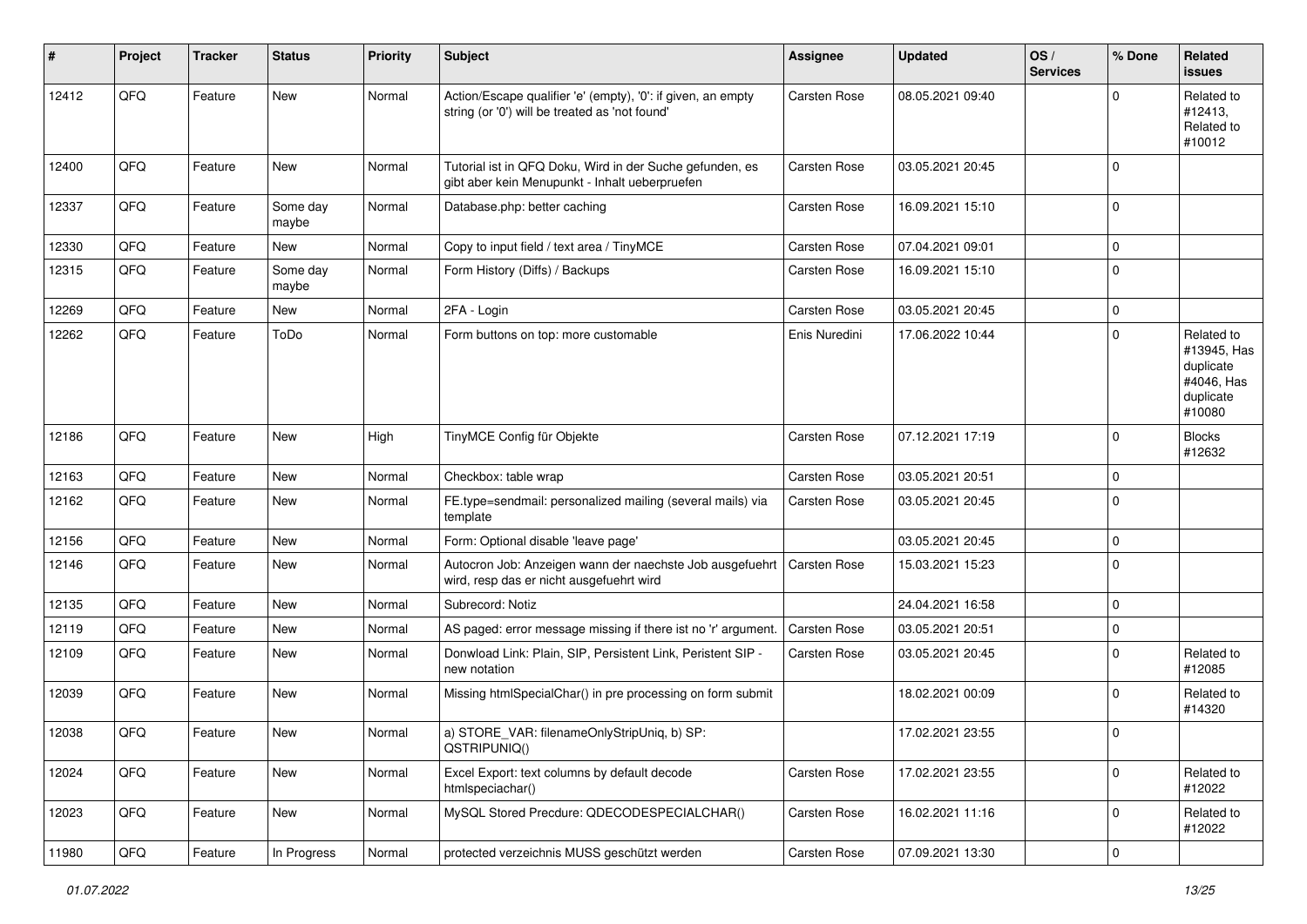| # | Project | Tracker | Status | Priority | Subject | Assignee | Updated | OS / Services | % Done | Related issues |
|---|---|---|---|---|---|---|---|---|---|---|
| 12412 | QFQ | Feature | New | Normal | Action/Escape qualifier 'e' (empty), '0': if given, an empty string (or '0') will be treated as 'not found' | Carsten Rose | 08.05.2021 09:40 | | 0 | Related to #12413, Related to #10012 |
| 12400 | QFQ | Feature | New | Normal | Tutorial ist in QFQ Doku, Wird in der Suche gefunden, es gibt aber kein Menupunkt - Inhalt ueberpruefen | Carsten Rose | 03.05.2021 20:45 | | 0 | |
| 12337 | QFQ | Feature | Some day maybe | Normal | Database.php: better caching | Carsten Rose | 16.09.2021 15:10 | | 0 | |
| 12330 | QFQ | Feature | New | Normal | Copy to input field / text area / TinyMCE | Carsten Rose | 07.04.2021 09:01 | | 0 | |
| 12315 | QFQ | Feature | Some day maybe | Normal | Form History (Diffs) / Backups | Carsten Rose | 16.09.2021 15:10 | | 0 | |
| 12269 | QFQ | Feature | New | Normal | 2FA - Login | Carsten Rose | 03.05.2021 20:45 | | 0 | |
| 12262 | QFQ | Feature | ToDo | Normal | Form buttons on top: more customable | Enis Nuredini | 17.06.2022 10:44 | | 0 | Related to #13945, Has duplicate #4046, Has duplicate #10080 |
| 12186 | QFQ | Feature | New | High | TinyMCE Config für Objekte | Carsten Rose | 07.12.2021 17:19 | | 0 | Blocks #12632 |
| 12163 | QFQ | Feature | New | Normal | Checkbox: table wrap | Carsten Rose | 03.05.2021 20:51 | | 0 | |
| 12162 | QFQ | Feature | New | Normal | FE.type=sendmail: personalized mailing (several mails) via template | Carsten Rose | 03.05.2021 20:45 | | 0 | |
| 12156 | QFQ | Feature | New | Normal | Form: Optional disable 'leave page' | | 03.05.2021 20:45 | | 0 | |
| 12146 | QFQ | Feature | New | Normal | Autocron Job: Anzeigen wann der naechste Job ausgefuehrt wird, resp das er nicht ausgefuehrt wird | Carsten Rose | 15.03.2021 15:23 | | 0 | |
| 12135 | QFQ | Feature | New | Normal | Subrecord: Notiz | | 24.04.2021 16:58 | | 0 | |
| 12119 | QFQ | Feature | New | Normal | AS paged: error message missing if there ist no 'r' argument. | Carsten Rose | 03.05.2021 20:51 | | 0 | |
| 12109 | QFQ | Feature | New | Normal | Donwload Link: Plain, SIP, Persistent Link, Peristent SIP - new notation | Carsten Rose | 03.05.2021 20:45 | | 0 | Related to #12085 |
| 12039 | QFQ | Feature | New | Normal | Missing htmlSpecialChar() in pre processing on form submit | | 18.02.2021 00:09 | | 0 | Related to #14320 |
| 12038 | QFQ | Feature | New | Normal | a) STORE_VAR: filenameOnlyStripUniq, b) SP: QSTRIPUNIQ() | | 17.02.2021 23:55 | | 0 | |
| 12024 | QFQ | Feature | New | Normal | Excel Export: text columns by default decode htmlspeciachar() | Carsten Rose | 17.02.2021 23:55 | | 0 | Related to #12022 |
| 12023 | QFQ | Feature | New | Normal | MySQL Stored Precdure: QDECODESPECIALCHAR() | Carsten Rose | 16.02.2021 11:16 | | 0 | Related to #12022 |
| 11980 | QFQ | Feature | In Progress | Normal | protected verzeichnis MUSS geschützt werden | Carsten Rose | 07.09.2021 13:30 | | 0 | |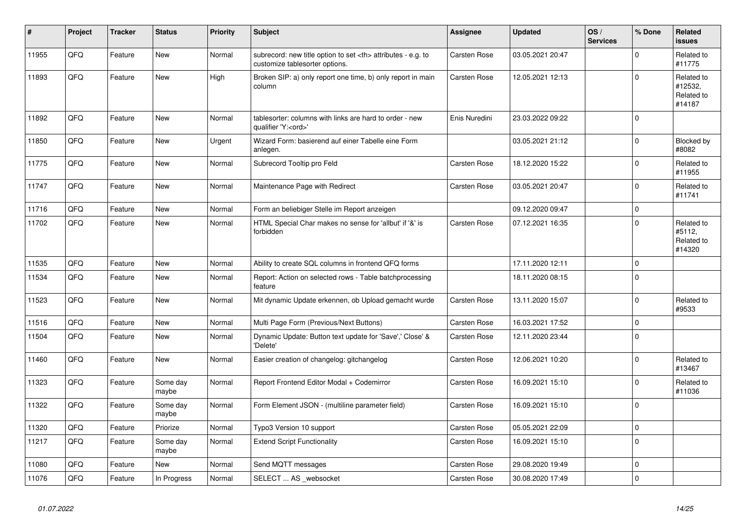| # | Project | Tracker | Status | Priority | Subject | Assignee | Updated | OS / Services | % Done | Related issues |
|---|---|---|---|---|---|---|---|---|---|---|
| 11955 | QFQ | Feature | New | Normal | subrecord: new title option to set <th> attributes - e.g. to customize tablesorter options. | Carsten Rose | 03.05.2021 20:47 | | 0 | Related to #11775 |
| 11893 | QFQ | Feature | New | High | Broken SIP: a) only report one time, b) only report in main column | Carsten Rose | 12.05.2021 12:13 | | 0 | Related to #12532, Related to #14187 |
| 11892 | QFQ | Feature | New | Normal | tablesorter: columns with links are hard to order - new qualifier 'Y:<ord>' | Enis Nuredini | 23.03.2022 09:22 | | 0 | |
| 11850 | QFQ | Feature | New | Urgent | Wizard Form: basierend auf einer Tabelle eine Form anlegen. | | 03.05.2021 21:12 | | 0 | Blocked by #8082 |
| 11775 | QFQ | Feature | New | Normal | Subrecord Tooltip pro Feld | Carsten Rose | 18.12.2020 15:22 | | 0 | Related to #11955 |
| 11747 | QFQ | Feature | New | Normal | Maintenance Page with Redirect | Carsten Rose | 03.05.2021 20:47 | | 0 | Related to #11741 |
| 11716 | QFQ | Feature | New | Normal | Form an beliebiger Stelle im Report anzeigen | | 09.12.2020 09:47 | | 0 | |
| 11702 | QFQ | Feature | New | Normal | HTML Special Char makes no sense for 'allbut' if '&' is forbidden | Carsten Rose | 07.12.2021 16:35 | | 0 | Related to #5112, Related to #14320 |
| 11535 | QFQ | Feature | New | Normal | Ability to create SQL columns in frontend QFQ forms | | 17.11.2020 12:11 | | 0 | |
| 11534 | QFQ | Feature | New | Normal | Report: Action on selected rows - Table batchprocessing feature | | 18.11.2020 08:15 | | 0 | |
| 11523 | QFQ | Feature | New | Normal | Mit dynamic Update erkennen, ob Upload gemacht wurde | Carsten Rose | 13.11.2020 15:07 | | 0 | Related to #9533 |
| 11516 | QFQ | Feature | New | Normal | Multi Page Form (Previous/Next Buttons) | Carsten Rose | 16.03.2021 17:52 | | 0 | |
| 11504 | QFQ | Feature | New | Normal | Dynamic Update: Button text update for 'Save',' Close' & 'Delete' | Carsten Rose | 12.11.2020 23:44 | | 0 | |
| 11460 | QFQ | Feature | New | Normal | Easier creation of changelog: gitchangelog | Carsten Rose | 12.06.2021 10:20 | | 0 | Related to #13467 |
| 11323 | QFQ | Feature | Some day maybe | Normal | Report Frontend Editor Modal + Codemirror | Carsten Rose | 16.09.2021 15:10 | | 0 | Related to #11036 |
| 11322 | QFQ | Feature | Some day maybe | Normal | Form Element JSON - (multiline parameter field) | Carsten Rose | 16.09.2021 15:10 | | 0 | |
| 11320 | QFQ | Feature | Priorize | Normal | Typo3 Version 10 support | Carsten Rose | 05.05.2021 22:09 | | 0 | |
| 11217 | QFQ | Feature | Some day maybe | Normal | Extend Script Functionality | Carsten Rose | 16.09.2021 15:10 | | 0 | |
| 11080 | QFQ | Feature | New | Normal | Send MQTT messages | Carsten Rose | 29.08.2020 19:49 | | 0 | |
| 11076 | QFQ | Feature | In Progress | Normal | SELECT ... AS _websocket | Carsten Rose | 30.08.2020 17:49 | | 0 | |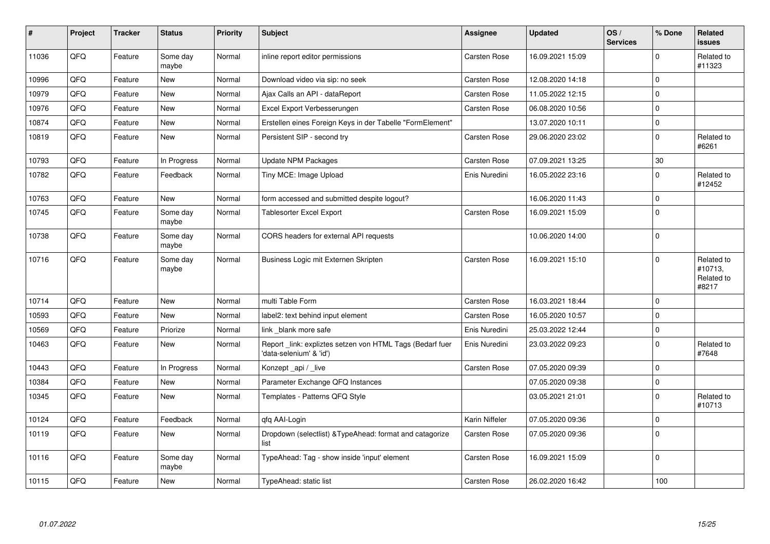| # | Project | Tracker | Status | Priority | Subject | Assignee | Updated | OS / Services | % Done | Related issues |
|---|---|---|---|---|---|---|---|---|---|---|
| 11036 | QFQ | Feature | Some day maybe | Normal | inline report editor permissions | Carsten Rose | 16.09.2021 15:09 | | 0 | Related to #11323 |
| 10996 | QFQ | Feature | New | Normal | Download video via sip: no seek | Carsten Rose | 12.08.2020 14:18 | | 0 | |
| 10979 | QFQ | Feature | New | Normal | Ajax Calls an API - dataReport | Carsten Rose | 11.05.2022 12:15 | | 0 | |
| 10976 | QFQ | Feature | New | Normal | Excel Export Verbesserungen | Carsten Rose | 06.08.2020 10:56 | | 0 | |
| 10874 | QFQ | Feature | New | Normal | Erstellen eines Foreign Keys in der Tabelle "FormElement" | | 13.07.2020 10:11 | | 0 | |
| 10819 | QFQ | Feature | New | Normal | Persistent SIP - second try | Carsten Rose | 29.06.2020 23:02 | | 0 | Related to #6261 |
| 10793 | QFQ | Feature | In Progress | Normal | Update NPM Packages | Carsten Rose | 07.09.2021 13:25 | | 30 | |
| 10782 | QFQ | Feature | Feedback | Normal | Tiny MCE: Image Upload | Enis Nuredini | 16.05.2022 23:16 | | 0 | Related to #12452 |
| 10763 | QFQ | Feature | New | Normal | form accessed and submitted despite logout? | | 16.06.2020 11:43 | | 0 | |
| 10745 | QFQ | Feature | Some day maybe | Normal | Tablesorter Excel Export | Carsten Rose | 16.09.2021 15:09 | | 0 | |
| 10738 | QFQ | Feature | Some day maybe | Normal | CORS headers for external API requests | | 10.06.2020 14:00 | | 0 | |
| 10716 | QFQ | Feature | Some day maybe | Normal | Business Logic mit Externen Skripten | Carsten Rose | 16.09.2021 15:10 | | 0 | Related to #10713, Related to #8217 |
| 10714 | QFQ | Feature | New | Normal | multi Table Form | Carsten Rose | 16.03.2021 18:44 | | 0 | |
| 10593 | QFQ | Feature | New | Normal | label2: text behind input element | Carsten Rose | 16.05.2020 10:57 | | 0 | |
| 10569 | QFQ | Feature | Priorize | Normal | link _blank more safe | Enis Nuredini | 25.03.2022 12:44 | | 0 | |
| 10463 | QFQ | Feature | New | Normal | Report _link: expliztes setzen von HTML Tags (Bedarf fuer 'data-selenium' & 'id') | Enis Nuredini | 23.03.2022 09:23 | | 0 | Related to #7648 |
| 10443 | QFQ | Feature | In Progress | Normal | Konzept _api / _live | Carsten Rose | 07.05.2020 09:39 | | 0 | |
| 10384 | QFQ | Feature | New | Normal | Parameter Exchange QFQ Instances | | 07.05.2020 09:38 | | 0 | |
| 10345 | QFQ | Feature | New | Normal | Templates - Patterns QFQ Style | | 03.05.2021 21:01 | | 0 | Related to #10713 |
| 10124 | QFQ | Feature | Feedback | Normal | qfq AAI-Login | Karin Niffeler | 07.05.2020 09:36 | | 0 | |
| 10119 | QFQ | Feature | New | Normal | Dropdown (selectlist) &TypeAhead: format and catagorize list | Carsten Rose | 07.05.2020 09:36 | | 0 | |
| 10116 | QFQ | Feature | Some day maybe | Normal | TypeAhead: Tag - show inside 'input' element | Carsten Rose | 16.09.2021 15:09 | | 0 | |
| 10115 | QFQ | Feature | New | Normal | TypeAhead: static list | Carsten Rose | 26.02.2020 16:42 | | 100 | |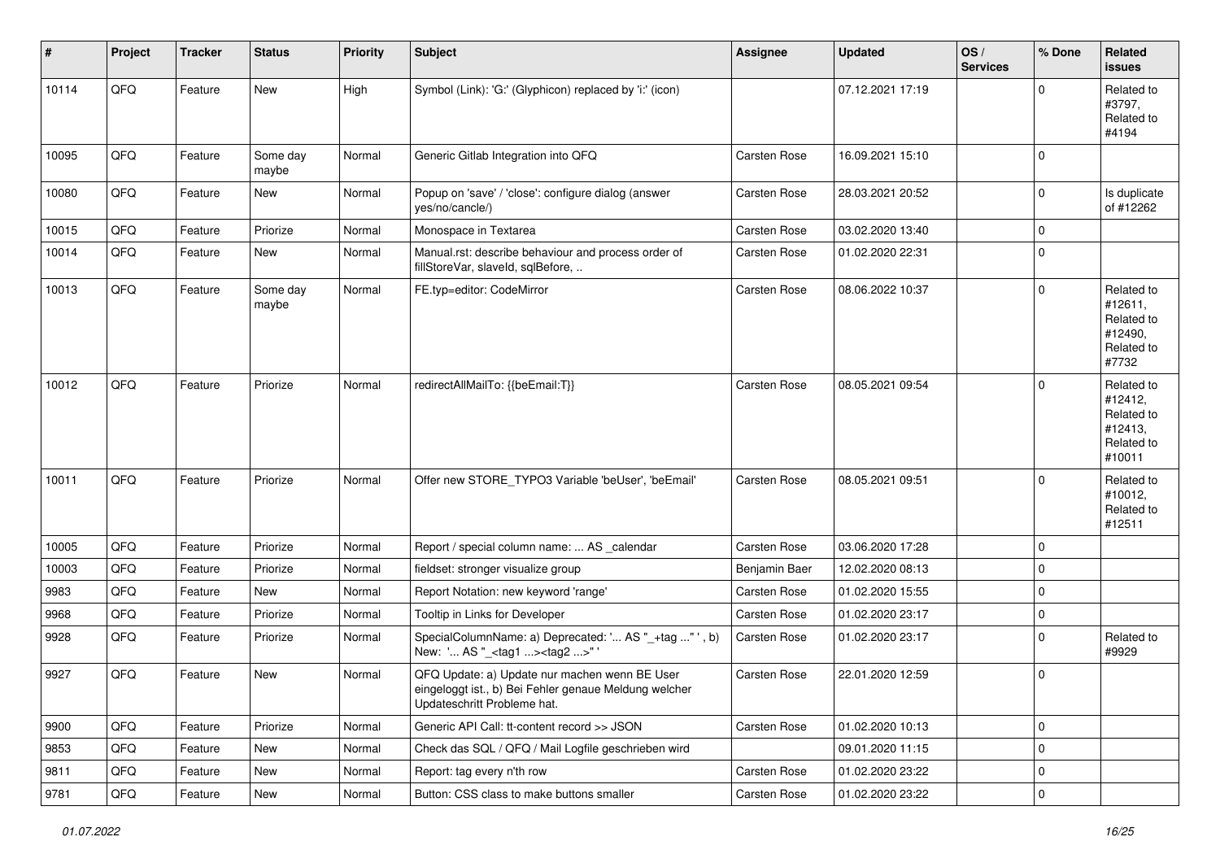| # | Project | Tracker | Status | Priority | Subject | Assignee | Updated | OS / Services | % Done | Related issues |
|---|---|---|---|---|---|---|---|---|---|---|
| 10114 | QFQ | Feature | New | High | Symbol (Link): 'G:' (Glyphicon) replaced by 'i:' (icon) | | 07.12.2021 17:19 | | 0 | Related to #3797, Related to #4194 |
| 10095 | QFQ | Feature | Some day maybe | Normal | Generic Gitlab Integration into QFQ | Carsten Rose | 16.09.2021 15:10 | | 0 | |
| 10080 | QFQ | Feature | New | Normal | Popup on 'save' / 'close': configure dialog (answer yes/no/cancle/) | Carsten Rose | 28.03.2021 20:52 | | 0 | Is duplicate of #12262 |
| 10015 | QFQ | Feature | Priorize | Normal | Monospace in Textarea | Carsten Rose | 03.02.2020 13:40 | | 0 | |
| 10014 | QFQ | Feature | New | Normal | Manual.rst: describe behaviour and process order of fillStoreVar, slaveId, sqlBefore, .. | Carsten Rose | 01.02.2020 22:31 | | 0 | |
| 10013 | QFQ | Feature | Some day maybe | Normal | FE.typ=editor: CodeMirror | Carsten Rose | 08.06.2022 10:37 | | 0 | Related to #12611, Related to #12490, Related to #7732 |
| 10012 | QFQ | Feature | Priorize | Normal | redirectAllMailTo: {{beEmail:T}} | Carsten Rose | 08.05.2021 09:54 | | 0 | Related to #12412, Related to #12413, Related to #10011 |
| 10011 | QFQ | Feature | Priorize | Normal | Offer new STORE_TYPO3 Variable 'beUser', 'beEmail' | Carsten Rose | 08.05.2021 09:51 | | 0 | Related to #10012, Related to #12511 |
| 10005 | QFQ | Feature | Priorize | Normal | Report / special column name: ... AS _calendar | Carsten Rose | 03.06.2020 17:28 | | 0 | |
| 10003 | QFQ | Feature | Priorize | Normal | fieldset: stronger visualize group | Benjamin Baer | 12.02.2020 08:13 | | 0 | |
| 9983 | QFQ | Feature | New | Normal | Report Notation: new keyword 'range' | Carsten Rose | 01.02.2020 15:55 | | 0 | |
| 9968 | QFQ | Feature | Priorize | Normal | Tooltip in Links for Developer | Carsten Rose | 01.02.2020 23:17 | | 0 | |
| 9928 | QFQ | Feature | Priorize | Normal | SpecialColumnName: a) Deprecated: '... AS "_+tag ..." ', b) New: '... AS "_<tag1 ...><tag2 ...>" ' | Carsten Rose | 01.02.2020 23:17 | | 0 | Related to #9929 |
| 9927 | QFQ | Feature | New | Normal | QFQ Update: a) Update nur machen wenn BE User eingeloggt ist., b) Bei Fehler genaue Meldung welcher Updateschritt Probleme hat. | Carsten Rose | 22.01.2020 12:59 | | 0 | |
| 9900 | QFQ | Feature | Priorize | Normal | Generic API Call: tt-content record >> JSON | Carsten Rose | 01.02.2020 10:13 | | 0 | |
| 9853 | QFQ | Feature | New | Normal | Check das SQL / QFQ / Mail Logfile geschrieben wird | | 09.01.2020 11:15 | | 0 | |
| 9811 | QFQ | Feature | New | Normal | Report: tag every n'th row | Carsten Rose | 01.02.2020 23:22 | | 0 | |
| 9781 | QFQ | Feature | New | Normal | Button: CSS class to make buttons smaller | Carsten Rose | 01.02.2020 23:22 | | 0 | |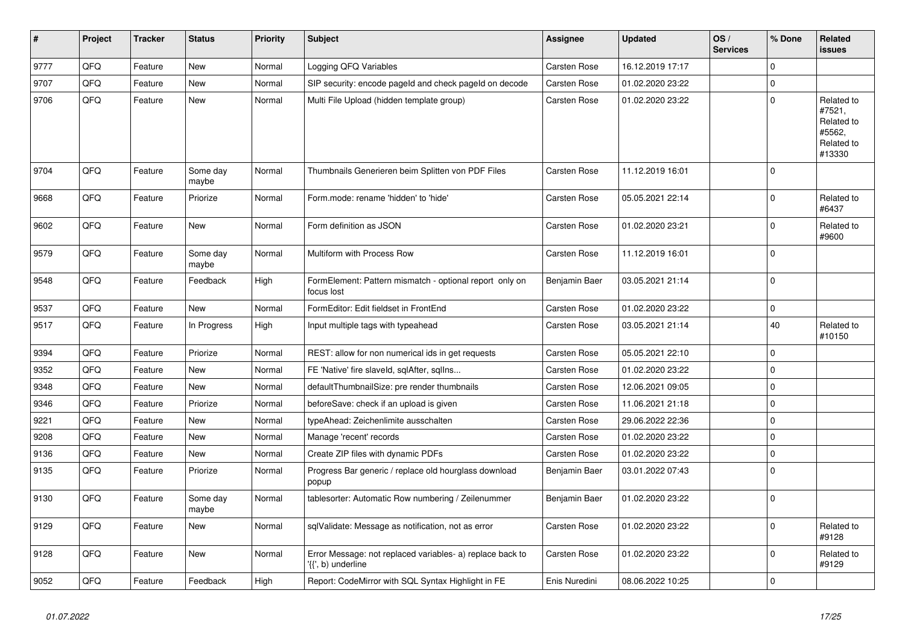| # | Project | Tracker | Status | Priority | Subject | Assignee | Updated | OS / Services | % Done | Related issues |
|---|---|---|---|---|---|---|---|---|---|---|
| 9777 | QFQ | Feature | New | Normal | Logging QFQ Variables | Carsten Rose | 16.12.2019 17:17 | | 0 | |
| 9707 | QFQ | Feature | New | Normal | SIP security: encode pageId and check pageId on decode | Carsten Rose | 01.02.2020 23:22 | | 0 | |
| 9706 | QFQ | Feature | New | Normal | Multi File Upload (hidden template group) | Carsten Rose | 01.02.2020 23:22 | | 0 | Related to #7521, Related to #5562, Related to #13330 |
| 9704 | QFQ | Feature | Some day maybe | Normal | Thumbnails Generieren beim Splitten von PDF Files | Carsten Rose | 11.12.2019 16:01 | | 0 | |
| 9668 | QFQ | Feature | Priorize | Normal | Form.mode: rename 'hidden' to 'hide' | Carsten Rose | 05.05.2021 22:14 | | 0 | Related to #6437 |
| 9602 | QFQ | Feature | New | Normal | Form definition as JSON | Carsten Rose | 01.02.2020 23:21 | | 0 | Related to #9600 |
| 9579 | QFQ | Feature | Some day maybe | Normal | Multiform with Process Row | Carsten Rose | 11.12.2019 16:01 | | 0 | |
| 9548 | QFQ | Feature | Feedback | High | FormElement: Pattern mismatch - optional report only on focus lost | Benjamin Baer | 03.05.2021 21:14 | | 0 | |
| 9537 | QFQ | Feature | New | Normal | FormEditor: Edit fieldset in FrontEnd | Carsten Rose | 01.02.2020 23:22 | | 0 | |
| 9517 | QFQ | Feature | In Progress | High | Input multiple tags with typeahead | Carsten Rose | 03.05.2021 21:14 | | 40 | Related to #10150 |
| 9394 | QFQ | Feature | Priorize | Normal | REST: allow for non numerical ids in get requests | Carsten Rose | 05.05.2021 22:10 | | 0 | |
| 9352 | QFQ | Feature | New | Normal | FE 'Native' fire slaveId, sqlAfter, sqlIns... | Carsten Rose | 01.02.2020 23:22 | | 0 | |
| 9348 | QFQ | Feature | New | Normal | defaultThumbnailSize: pre render thumbnails | Carsten Rose | 12.06.2021 09:05 | | 0 | |
| 9346 | QFQ | Feature | Priorize | Normal | beforeSave: check if an upload is given | Carsten Rose | 11.06.2021 21:18 | | 0 | |
| 9221 | QFQ | Feature | New | Normal | typeAhead: Zeichenlimite ausschalten | Carsten Rose | 29.06.2022 22:36 | | 0 | |
| 9208 | QFQ | Feature | New | Normal | Manage 'recent' records | Carsten Rose | 01.02.2020 23:22 | | 0 | |
| 9136 | QFQ | Feature | New | Normal | Create ZIP files with dynamic PDFs | Carsten Rose | 01.02.2020 23:22 | | 0 | |
| 9135 | QFQ | Feature | Priorize | Normal | Progress Bar generic / replace old hourglass download popup | Benjamin Baer | 03.01.2022 07:43 | | 0 | |
| 9130 | QFQ | Feature | Some day maybe | Normal | tablesorter: Automatic Row numbering / Zeilenummer | Benjamin Baer | 01.02.2020 23:22 | | 0 | |
| 9129 | QFQ | Feature | New | Normal | sqlValidate: Message as notification, not as error | Carsten Rose | 01.02.2020 23:22 | | 0 | Related to #9128 |
| 9128 | QFQ | Feature | New | Normal | Error Message: not replaced variables- a) replace back to '{{', b) underline | Carsten Rose | 01.02.2020 23:22 | | 0 | Related to #9129 |
| 9052 | QFQ | Feature | Feedback | High | Report: CodeMirror with SQL Syntax Highlight in FE | Enis Nuredini | 08.06.2022 10:25 | | 0 | |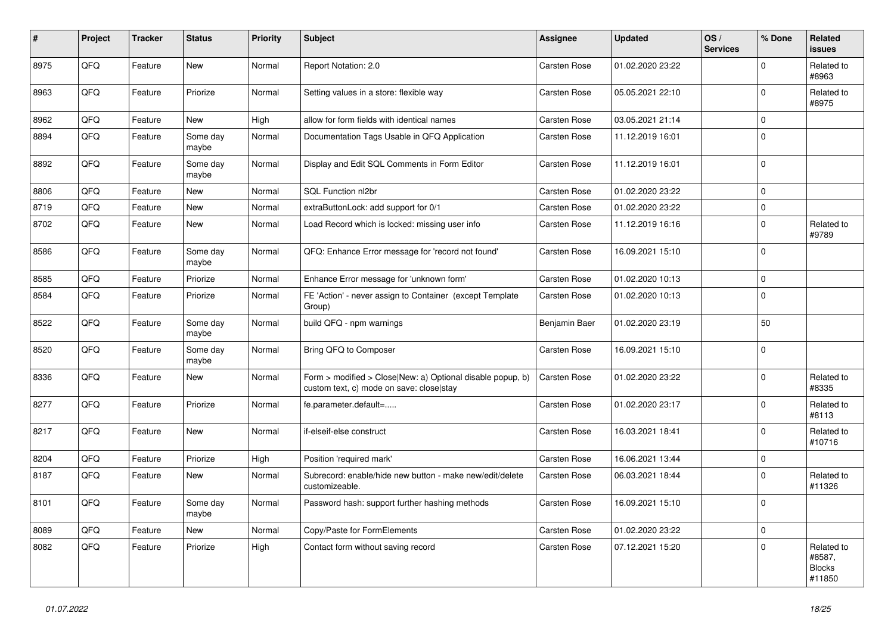| # | Project | Tracker | Status | Priority | Subject | Assignee | Updated | OS / Services | % Done | Related issues |
|---|---|---|---|---|---|---|---|---|---|---|
| 8975 | QFQ | Feature | New | Normal | Report Notation: 2.0 | Carsten Rose | 01.02.2020 23:22 | | 0 | Related to #8963 |
| 8963 | QFQ | Feature | Priorize | Normal | Setting values in a store: flexible way | Carsten Rose | 05.05.2021 22:10 | | 0 | Related to #8975 |
| 8962 | QFQ | Feature | New | High | allow for form fields with identical names | Carsten Rose | 03.05.2021 21:14 | | 0 | |
| 8894 | QFQ | Feature | Some day maybe | Normal | Documentation Tags Usable in QFQ Application | Carsten Rose | 11.12.2019 16:01 | | 0 | |
| 8892 | QFQ | Feature | Some day maybe | Normal | Display and Edit SQL Comments in Form Editor | Carsten Rose | 11.12.2019 16:01 | | 0 | |
| 8806 | QFQ | Feature | New | Normal | SQL Function nl2br | Carsten Rose | 01.02.2020 23:22 | | 0 | |
| 8719 | QFQ | Feature | New | Normal | extraButtonLock: add support for 0/1 | Carsten Rose | 01.02.2020 23:22 | | 0 | |
| 8702 | QFQ | Feature | New | Normal | Load Record which is locked: missing user info | Carsten Rose | 11.12.2019 16:16 | | 0 | Related to #9789 |
| 8586 | QFQ | Feature | Some day maybe | Normal | QFQ: Enhance Error message for 'record not found' | Carsten Rose | 16.09.2021 15:10 | | 0 | |
| 8585 | QFQ | Feature | Priorize | Normal | Enhance Error message for 'unknown form' | Carsten Rose | 01.02.2020 10:13 | | 0 | |
| 8584 | QFQ | Feature | Priorize | Normal | FE 'Action' - never assign to Container (except Template Group) | Carsten Rose | 01.02.2020 10:13 | | 0 | |
| 8522 | QFQ | Feature | Some day maybe | Normal | build QFQ - npm warnings | Benjamin Baer | 01.02.2020 23:19 | | 50 | |
| 8520 | QFQ | Feature | Some day maybe | Normal | Bring QFQ to Composer | Carsten Rose | 16.09.2021 15:10 | | 0 | |
| 8336 | QFQ | Feature | New | Normal | Form > modified > Close\|New: a) Optional disable popup, b) custom text, c) mode on save: close\|stay | Carsten Rose | 01.02.2020 23:22 | | 0 | Related to #8335 |
| 8277 | QFQ | Feature | Priorize | Normal | fe.parameter.default=..... | Carsten Rose | 01.02.2020 23:17 | | 0 | Related to #8113 |
| 8217 | QFQ | Feature | New | Normal | if-elseif-else construct | Carsten Rose | 16.03.2021 18:41 | | 0 | Related to #10716 |
| 8204 | QFQ | Feature | Priorize | High | Position 'required mark' | Carsten Rose | 16.06.2021 13:44 | | 0 | |
| 8187 | QFQ | Feature | New | Normal | Subrecord: enable/hide new button - make new/edit/delete customizeable. | Carsten Rose | 06.03.2021 18:44 | | 0 | Related to #11326 |
| 8101 | QFQ | Feature | Some day maybe | Normal | Password hash: support further hashing methods | Carsten Rose | 16.09.2021 15:10 | | 0 | |
| 8089 | QFQ | Feature | New | Normal | Copy/Paste for FormElements | Carsten Rose | 01.02.2020 23:22 | | 0 | |
| 8082 | QFQ | Feature | Priorize | High | Contact form without saving record | Carsten Rose | 07.12.2021 15:20 | | 0 | Related to #8587, Blocks #11850 |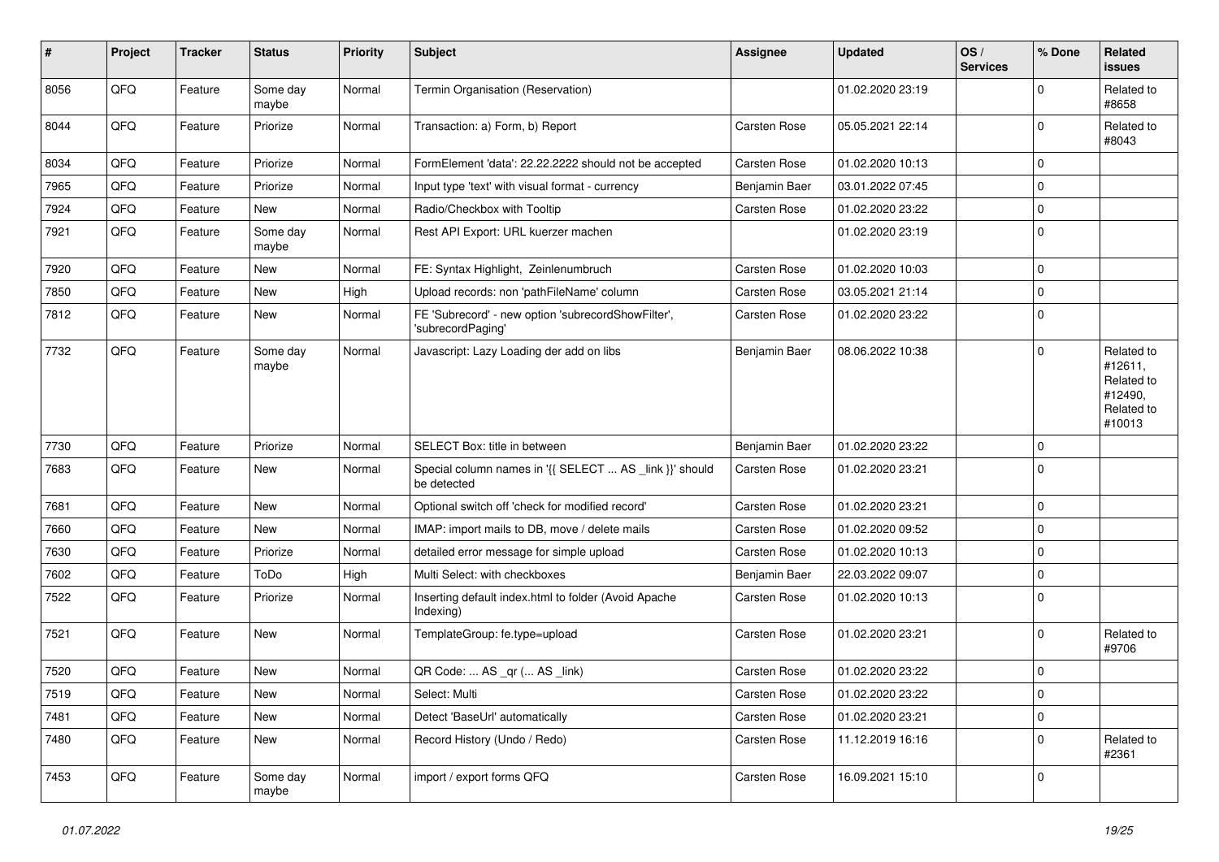| # | Project | Tracker | Status | Priority | Subject | Assignee | Updated | OS / Services | % Done | Related issues |
|---|---|---|---|---|---|---|---|---|---|---|
| 8056 | QFQ | Feature | Some day maybe | Normal | Termin Organisation (Reservation) | | 01.02.2020 23:19 | | 0 | Related to #8658 |
| 8044 | QFQ | Feature | Priorize | Normal | Transaction: a) Form, b) Report | Carsten Rose | 05.05.2021 22:14 | | 0 | Related to #8043 |
| 8034 | QFQ | Feature | Priorize | Normal | FormElement 'data': 22.22.2222 should not be accepted | Carsten Rose | 01.02.2020 10:13 | | 0 | |
| 7965 | QFQ | Feature | Priorize | Normal | Input type 'text' with visual format - currency | Benjamin Baer | 03.01.2022 07:45 | | 0 | |
| 7924 | QFQ | Feature | New | Normal | Radio/Checkbox with Tooltip | Carsten Rose | 01.02.2020 23:22 | | 0 | |
| 7921 | QFQ | Feature | Some day maybe | Normal | Rest API Export: URL kuerzer machen | | 01.02.2020 23:19 | | 0 | |
| 7920 | QFQ | Feature | New | Normal | FE: Syntax Highlight, Zeinlenumbruch | Carsten Rose | 01.02.2020 10:03 | | 0 | |
| 7850 | QFQ | Feature | New | High | Upload records: non 'pathFileName' column | Carsten Rose | 03.05.2021 21:14 | | 0 | |
| 7812 | QFQ | Feature | New | Normal | FE 'Subrecord' - new option 'subrecordShowFilter', 'subrecordPaging' | Carsten Rose | 01.02.2020 23:22 | | 0 | |
| 7732 | QFQ | Feature | Some day maybe | Normal | Javascript: Lazy Loading der add on libs | Benjamin Baer | 08.06.2022 10:38 | | 0 | Related to #12611, Related to #12490, Related to #10013 |
| 7730 | QFQ | Feature | Priorize | Normal | SELECT Box: title in between | Benjamin Baer | 01.02.2020 23:22 | | 0 | |
| 7683 | QFQ | Feature | New | Normal | Special column names in '{{ SELECT ... AS _link }}' should be detected | Carsten Rose | 01.02.2020 23:21 | | 0 | |
| 7681 | QFQ | Feature | New | Normal | Optional switch off 'check for modified record' | Carsten Rose | 01.02.2020 23:21 | | 0 | |
| 7660 | QFQ | Feature | New | Normal | IMAP: import mails to DB, move / delete mails | Carsten Rose | 01.02.2020 09:52 | | 0 | |
| 7630 | QFQ | Feature | Priorize | Normal | detailed error message for simple upload | Carsten Rose | 01.02.2020 10:13 | | 0 | |
| 7602 | QFQ | Feature | ToDo | High | Multi Select: with checkboxes | Benjamin Baer | 22.03.2022 09:07 | | 0 | |
| 7522 | QFQ | Feature | Priorize | Normal | Inserting default index.html to folder (Avoid Apache Indexing) | Carsten Rose | 01.02.2020 10:13 | | 0 | |
| 7521 | QFQ | Feature | New | Normal | TemplateGroup: fe.type=upload | Carsten Rose | 01.02.2020 23:21 | | 0 | Related to #9706 |
| 7520 | QFQ | Feature | New | Normal | QR Code: ... AS _qr ( ... AS _link) | Carsten Rose | 01.02.2020 23:22 | | 0 | |
| 7519 | QFQ | Feature | New | Normal | Select: Multi | Carsten Rose | 01.02.2020 23:22 | | 0 | |
| 7481 | QFQ | Feature | New | Normal | Detect 'BaseUrl' automatically | Carsten Rose | 01.02.2020 23:21 | | 0 | |
| 7480 | QFQ | Feature | New | Normal | Record History (Undo / Redo) | Carsten Rose | 11.12.2019 16:16 | | 0 | Related to #2361 |
| 7453 | QFQ | Feature | Some day maybe | Normal | import / export forms QFQ | Carsten Rose | 16.09.2021 15:10 | | 0 | |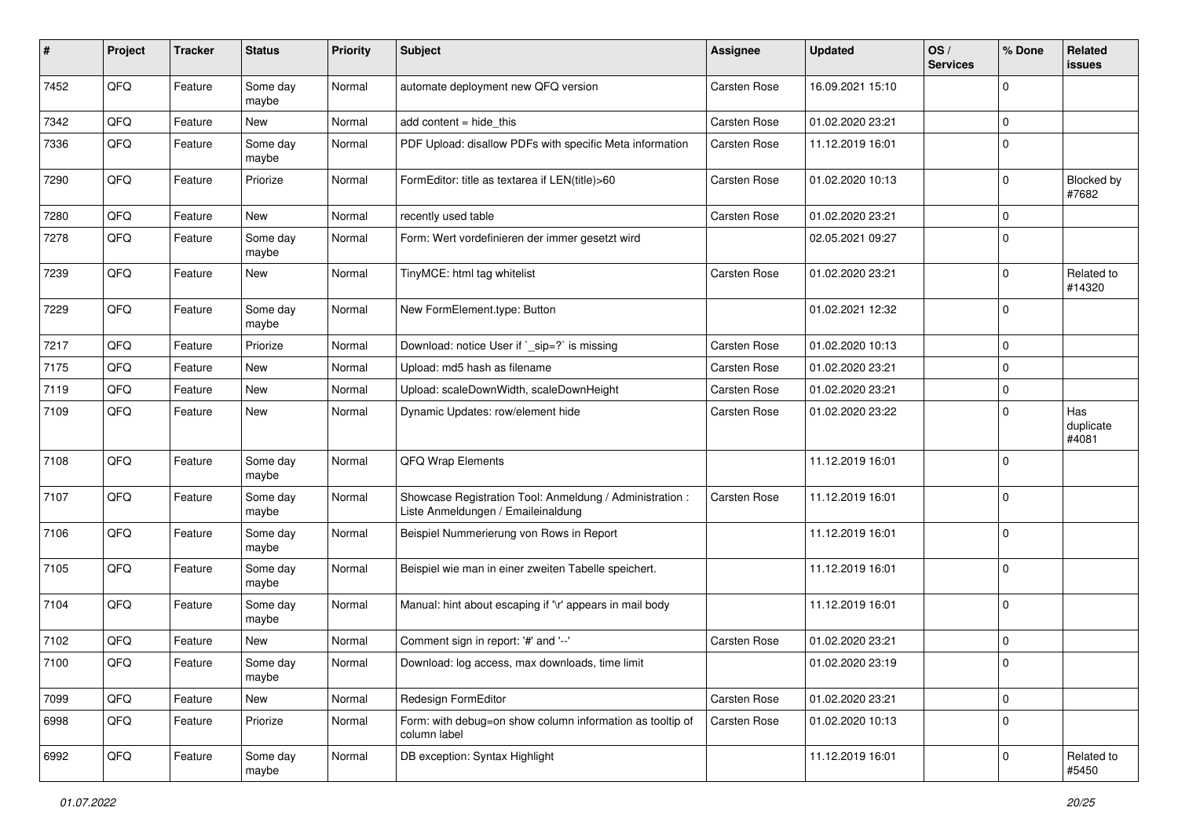| # | Project | Tracker | Status | Priority | Subject | Assignee | Updated | OS / Services | % Done | Related issues |
|---|---|---|---|---|---|---|---|---|---|---|
| 7452 | QFQ | Feature | Some day maybe | Normal | automate deployment new QFQ version | Carsten Rose | 16.09.2021 15:10 | | 0 | |
| 7342 | QFQ | Feature | New | Normal | add content = hide_this | Carsten Rose | 01.02.2020 23:21 | | 0 | |
| 7336 | QFQ | Feature | Some day maybe | Normal | PDF Upload: disallow PDFs with specific Meta information | Carsten Rose | 11.12.2019 16:01 | | 0 | |
| 7290 | QFQ | Feature | Priorize | Normal | FormEditor: title as textarea if LEN(title)>60 | Carsten Rose | 01.02.2020 10:13 | | 0 | Blocked by #7682 |
| 7280 | QFQ | Feature | New | Normal | recently used table | Carsten Rose | 01.02.2020 23:21 | | 0 | |
| 7278 | QFQ | Feature | Some day maybe | Normal | Form: Wert vordefinieren der immer gesetzt wird | | 02.05.2021 09:27 | | 0 | |
| 7239 | QFQ | Feature | New | Normal | TinyMCE: html tag whitelist | Carsten Rose | 01.02.2020 23:21 | | 0 | Related to #14320 |
| 7229 | QFQ | Feature | Some day maybe | Normal | New FormElement.type: Button | | 01.02.2021 12:32 | | 0 | |
| 7217 | QFQ | Feature | Priorize | Normal | Download: notice User if `_sip=?` is missing | Carsten Rose | 01.02.2020 10:13 | | 0 | |
| 7175 | QFQ | Feature | New | Normal | Upload: md5 hash as filename | Carsten Rose | 01.02.2020 23:21 | | 0 | |
| 7119 | QFQ | Feature | New | Normal | Upload: scaleDownWidth, scaleDownHeight | Carsten Rose | 01.02.2020 23:21 | | 0 | |
| 7109 | QFQ | Feature | New | Normal | Dynamic Updates: row/element hide | Carsten Rose | 01.02.2020 23:22 | | 0 | Has duplicate #4081 |
| 7108 | QFQ | Feature | Some day maybe | Normal | QFQ Wrap Elements | | 11.12.2019 16:01 | | 0 | |
| 7107 | QFQ | Feature | Some day maybe | Normal | Showcase Registration Tool: Anmeldung / Administration : Liste Anmeldungen / Emaileinaldung | Carsten Rose | 11.12.2019 16:01 | | 0 | |
| 7106 | QFQ | Feature | Some day maybe | Normal | Beispiel Nummerierung von Rows in Report | | 11.12.2019 16:01 | | 0 | |
| 7105 | QFQ | Feature | Some day maybe | Normal | Beispiel wie man in einer zweiten Tabelle speichert. | | 11.12.2019 16:01 | | 0 | |
| 7104 | QFQ | Feature | Some day maybe | Normal | Manual: hint about escaping if '\r' appears in mail body | | 11.12.2019 16:01 | | 0 | |
| 7102 | QFQ | Feature | New | Normal | Comment sign in report: '#' and '--' | Carsten Rose | 01.02.2020 23:21 | | 0 | |
| 7100 | QFQ | Feature | Some day maybe | Normal | Download: log access, max downloads, time limit | | 01.02.2020 23:19 | | 0 | |
| 7099 | QFQ | Feature | New | Normal | Redesign FormEditor | Carsten Rose | 01.02.2020 23:21 | | 0 | |
| 6998 | QFQ | Feature | Priorize | Normal | Form: with debug=on show column information as tooltip of column label | Carsten Rose | 01.02.2020 10:13 | | 0 | |
| 6992 | QFQ | Feature | Some day maybe | Normal | DB exception: Syntax Highlight | | 11.12.2019 16:01 | | 0 | Related to #5450 |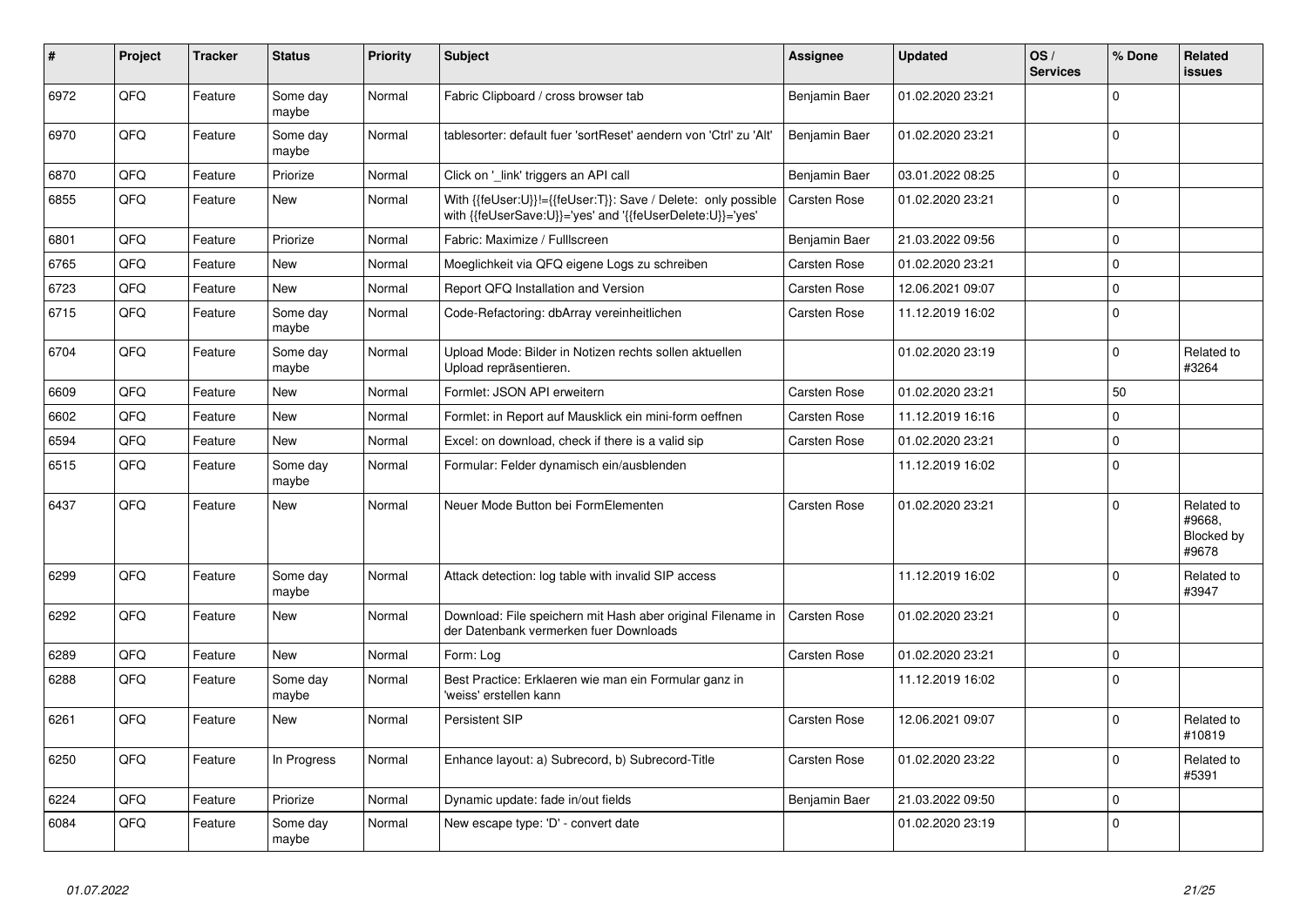| # | Project | Tracker | Status | Priority | Subject | Assignee | Updated | OS / Services | % Done | Related issues |
|---|---|---|---|---|---|---|---|---|---|---|
| 6972 | QFQ | Feature | Some day maybe | Normal | Fabric Clipboard / cross browser tab | Benjamin Baer | 01.02.2020 23:21 | | 0 | |
| 6970 | QFQ | Feature | Some day maybe | Normal | tablesorter: default fuer 'sortReset' aendern von 'Ctrl' zu 'Alt' | Benjamin Baer | 01.02.2020 23:21 | | 0 | |
| 6870 | QFQ | Feature | Priorize | Normal | Click on '_link' triggers an API call | Benjamin Baer | 03.01.2022 08:25 | | 0 | |
| 6855 | QFQ | Feature | New | Normal | With {{feUser:U}}!={{feUser:T}}: Save / Delete: only possible with {{feUserSave:U}}='yes' and '{{feUserDelete:U}}='yes' | Carsten Rose | 01.02.2020 23:21 | | 0 | |
| 6801 | QFQ | Feature | Priorize | Normal | Fabric: Maximize / Fulllscreen | Benjamin Baer | 21.03.2022 09:56 | | 0 | |
| 6765 | QFQ | Feature | New | Normal | Moeglichkeit via QFQ eigene Logs zu schreiben | Carsten Rose | 01.02.2020 23:21 | | 0 | |
| 6723 | QFQ | Feature | New | Normal | Report QFQ Installation and Version | Carsten Rose | 12.06.2021 09:07 | | 0 | |
| 6715 | QFQ | Feature | Some day maybe | Normal | Code-Refactoring: dbArray vereinheitlichen | Carsten Rose | 11.12.2019 16:02 | | 0 | |
| 6704 | QFQ | Feature | Some day maybe | Normal | Upload Mode: Bilder in Notizen rechts sollen aktuellen Upload repräsentieren. | | 01.02.2020 23:19 | | 0 | Related to #3264 |
| 6609 | QFQ | Feature | New | Normal | Formlet: JSON API erweitern | Carsten Rose | 01.02.2020 23:21 | | 50 | |
| 6602 | QFQ | Feature | New | Normal | Formlet: in Report auf Mausklick ein mini-form oeffnen | Carsten Rose | 11.12.2019 16:16 | | 0 | |
| 6594 | QFQ | Feature | New | Normal | Excel: on download, check if there is a valid sip | Carsten Rose | 01.02.2020 23:21 | | 0 | |
| 6515 | QFQ | Feature | Some day maybe | Normal | Formular: Felder dynamisch ein/ausblenden | | 11.12.2019 16:02 | | 0 | |
| 6437 | QFQ | Feature | New | Normal | Neuer Mode Button bei FormElementen | Carsten Rose | 01.02.2020 23:21 | | 0 | Related to #9668, Blocked by #9678 |
| 6299 | QFQ | Feature | Some day maybe | Normal | Attack detection: log table with invalid SIP access | | 11.12.2019 16:02 | | 0 | Related to #3947 |
| 6292 | QFQ | Feature | New | Normal | Download: File speichern mit Hash aber original Filename in der Datenbank vermerken fuer Downloads | Carsten Rose | 01.02.2020 23:21 | | 0 | |
| 6289 | QFQ | Feature | New | Normal | Form: Log | Carsten Rose | 01.02.2020 23:21 | | 0 | |
| 6288 | QFQ | Feature | Some day maybe | Normal | Best Practice: Erklaeren wie man ein Formular ganz in 'weiss' erstellen kann | | 11.12.2019 16:02 | | 0 | |
| 6261 | QFQ | Feature | New | Normal | Persistent SIP | Carsten Rose | 12.06.2021 09:07 | | 0 | Related to #10819 |
| 6250 | QFQ | Feature | In Progress | Normal | Enhance layout: a) Subrecord, b) Subrecord-Title | Carsten Rose | 01.02.2020 23:22 | | 0 | Related to #5391 |
| 6224 | QFQ | Feature | Priorize | Normal | Dynamic update: fade in/out fields | Benjamin Baer | 21.03.2022 09:50 | | 0 | |
| 6084 | QFQ | Feature | Some day maybe | Normal | New escape type: 'D' - convert date | | 01.02.2020 23:19 | | 0 | |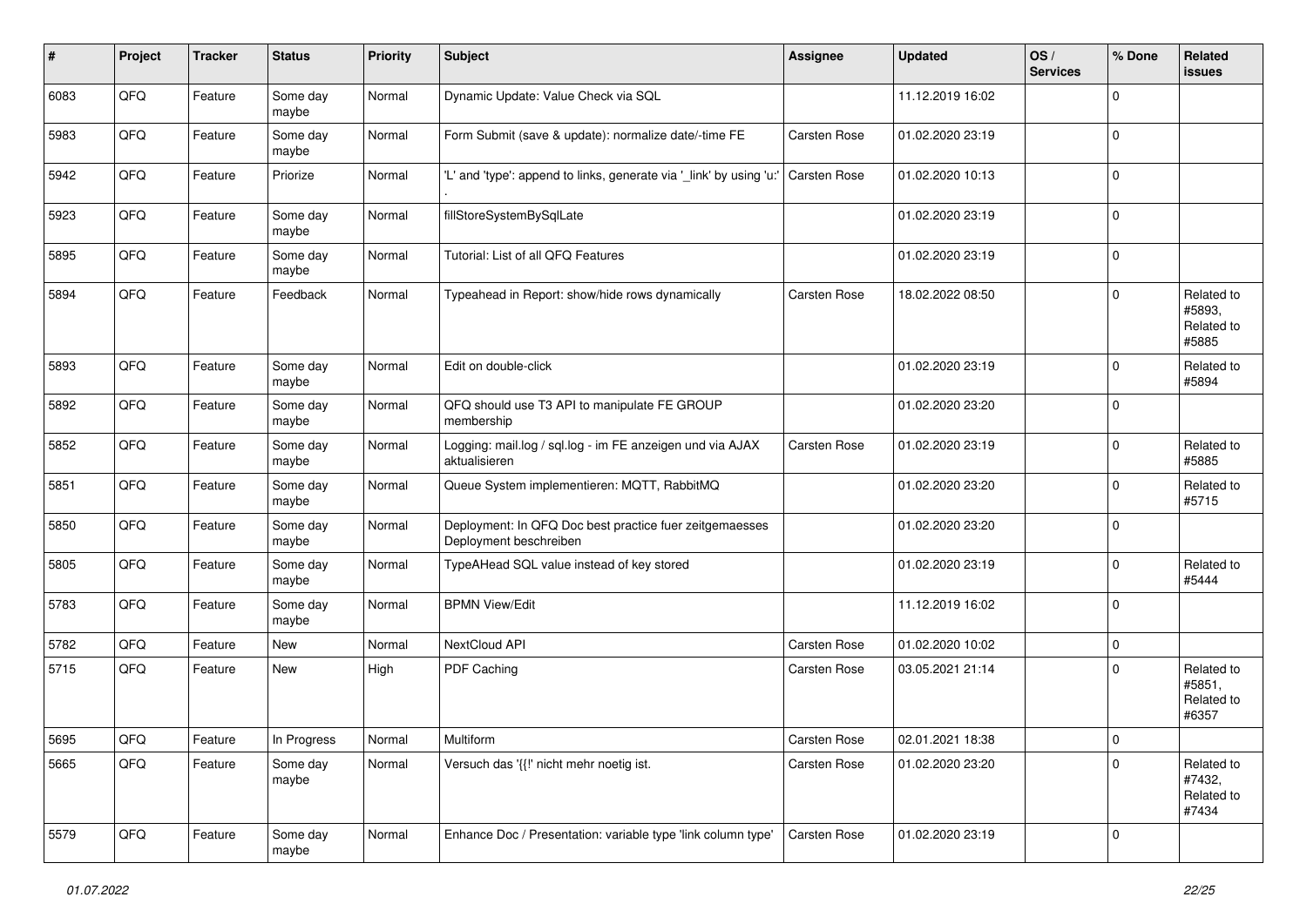| # | Project | Tracker | Status | Priority | Subject | Assignee | Updated | OS / Services | % Done | Related issues |
|---|---|---|---|---|---|---|---|---|---|---|
| 6083 | QFQ | Feature | Some day maybe | Normal | Dynamic Update: Value Check via SQL | | 11.12.2019 16:02 | | 0 | |
| 5983 | QFQ | Feature | Some day maybe | Normal | Form Submit (save & update): normalize date/-time FE | Carsten Rose | 01.02.2020 23:19 | | 0 | |
| 5942 | QFQ | Feature | Priorize | Normal | 'L' and 'type': append to links, generate via '_link' by using 'u:' . | Carsten Rose | 01.02.2020 10:13 | | 0 | |
| 5923 | QFQ | Feature | Some day maybe | Normal | fillStoreSystemBySqlLate | | 01.02.2020 23:19 | | 0 | |
| 5895 | QFQ | Feature | Some day maybe | Normal | Tutorial: List of all QFQ Features | | 01.02.2020 23:19 | | 0 | |
| 5894 | QFQ | Feature | Feedback | Normal | Typeahead in Report: show/hide rows dynamically | Carsten Rose | 18.02.2022 08:50 | | 0 | Related to #5893, Related to #5885 |
| 5893 | QFQ | Feature | Some day maybe | Normal | Edit on double-click | | 01.02.2020 23:19 | | 0 | Related to #5894 |
| 5892 | QFQ | Feature | Some day maybe | Normal | QFQ should use T3 API to manipulate FE GROUP membership | | 01.02.2020 23:20 | | 0 | |
| 5852 | QFQ | Feature | Some day maybe | Normal | Logging: mail.log / sql.log - im FE anzeigen und via AJAX aktualisieren | Carsten Rose | 01.02.2020 23:19 | | 0 | Related to #5885 |
| 5851 | QFQ | Feature | Some day maybe | Normal | Queue System implementieren: MQTT, RabbitMQ | | 01.02.2020 23:20 | | 0 | Related to #5715 |
| 5850 | QFQ | Feature | Some day maybe | Normal | Deployment: In QFQ Doc best practice fuer zeitgemaesses Deployment beschreiben | | 01.02.2020 23:20 | | 0 | |
| 5805 | QFQ | Feature | Some day maybe | Normal | TypeAHead SQL value instead of key stored | | 01.02.2020 23:19 | | 0 | Related to #5444 |
| 5783 | QFQ | Feature | Some day maybe | Normal | BPMN View/Edit | | 11.12.2019 16:02 | | 0 | |
| 5782 | QFQ | Feature | New | Normal | NextCloud API | Carsten Rose | 01.02.2020 10:02 | | 0 | |
| 5715 | QFQ | Feature | New | High | PDF Caching | Carsten Rose | 03.05.2021 21:14 | | 0 | Related to #5851, Related to #6357 |
| 5695 | QFQ | Feature | In Progress | Normal | Multiform | Carsten Rose | 02.01.2021 18:38 | | 0 | |
| 5665 | QFQ | Feature | Some day maybe | Normal | Versuch das '{{!' nicht mehr noetig ist. | Carsten Rose | 01.02.2020 23:20 | | 0 | Related to #7432, Related to #7434 |
| 5579 | QFQ | Feature | Some day maybe | Normal | Enhance Doc / Presentation: variable type 'link column type' | Carsten Rose | 01.02.2020 23:19 | | 0 | |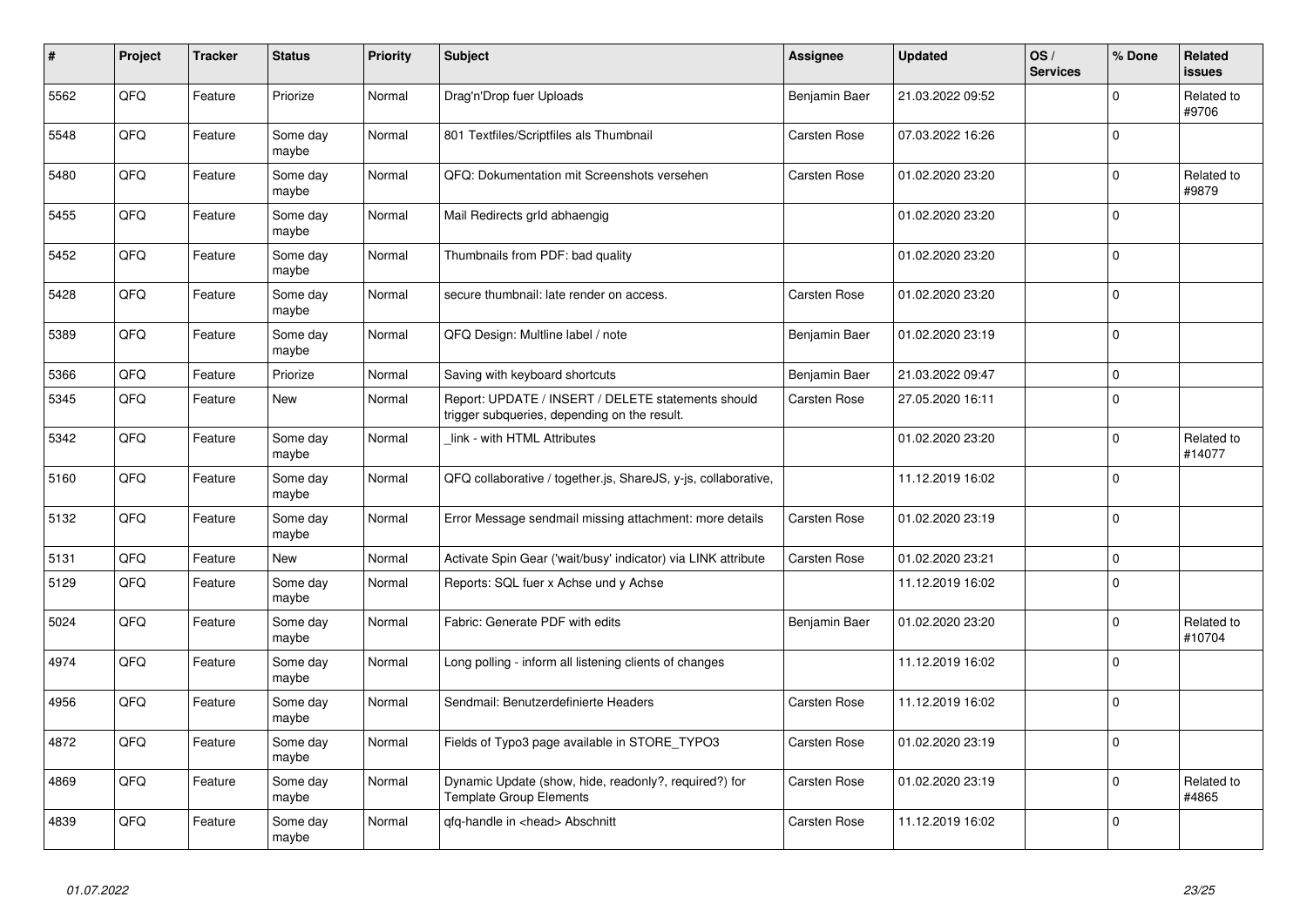| # | Project | Tracker | Status | Priority | Subject | Assignee | Updated | OS / Services | % Done | Related issues |
|---|---|---|---|---|---|---|---|---|---|---|
| 5562 | QFQ | Feature | Priorize | Normal | Drag'n'Drop fuer Uploads | Benjamin Baer | 21.03.2022 09:52 | | 0 | Related to #9706 |
| 5548 | QFQ | Feature | Some day maybe | Normal | 801 Textfiles/Scriptfiles als Thumbnail | Carsten Rose | 07.03.2022 16:26 | | 0 | |
| 5480 | QFQ | Feature | Some day maybe | Normal | QFQ: Dokumentation mit Screenshots versehen | Carsten Rose | 01.02.2020 23:20 | | 0 | Related to #9879 |
| 5455 | QFQ | Feature | Some day maybe | Normal | Mail Redirects grld abhaengig | | 01.02.2020 23:20 | | 0 | |
| 5452 | QFQ | Feature | Some day maybe | Normal | Thumbnails from PDF: bad quality | | 01.02.2020 23:20 | | 0 | |
| 5428 | QFQ | Feature | Some day maybe | Normal | secure thumbnail: late render on access. | Carsten Rose | 01.02.2020 23:20 | | 0 | |
| 5389 | QFQ | Feature | Some day maybe | Normal | QFQ Design: Multline label / note | Benjamin Baer | 01.02.2020 23:19 | | 0 | |
| 5366 | QFQ | Feature | Priorize | Normal | Saving with keyboard shortcuts | Benjamin Baer | 21.03.2022 09:47 | | 0 | |
| 5345 | QFQ | Feature | New | Normal | Report: UPDATE / INSERT / DELETE statements should trigger subqueries, depending on the result. | Carsten Rose | 27.05.2020 16:11 | | 0 | |
| 5342 | QFQ | Feature | Some day maybe | Normal | _link - with HTML Attributes | | 01.02.2020 23:20 | | 0 | Related to #14077 |
| 5160 | QFQ | Feature | Some day maybe | Normal | QFQ collaborative / together.js, ShareJS, y-js, collaborative, | | 11.12.2019 16:02 | | 0 | |
| 5132 | QFQ | Feature | Some day maybe | Normal | Error Message sendmail missing attachment: more details | Carsten Rose | 01.02.2020 23:19 | | 0 | |
| 5131 | QFQ | Feature | New | Normal | Activate Spin Gear ('wait/busy' indicator) via LINK attribute | Carsten Rose | 01.02.2020 23:21 | | 0 | |
| 5129 | QFQ | Feature | Some day maybe | Normal | Reports: SQL fuer x Achse und y Achse | | 11.12.2019 16:02 | | 0 | |
| 5024 | QFQ | Feature | Some day maybe | Normal | Fabric: Generate PDF with edits | Benjamin Baer | 01.02.2020 23:20 | | 0 | Related to #10704 |
| 4974 | QFQ | Feature | Some day maybe | Normal | Long polling - inform all listening clients of changes | | 11.12.2019 16:02 | | 0 | |
| 4956 | QFQ | Feature | Some day maybe | Normal | Sendmail: Benutzerdefinierte Headers | Carsten Rose | 11.12.2019 16:02 | | 0 | |
| 4872 | QFQ | Feature | Some day maybe | Normal | Fields of Typo3 page available in STORE_TYPO3 | Carsten Rose | 01.02.2020 23:19 | | 0 | |
| 4869 | QFQ | Feature | Some day maybe | Normal | Dynamic Update (show, hide, readonly?, required?) for Template Group Elements | Carsten Rose | 01.02.2020 23:19 | | 0 | Related to #4865 |
| 4839 | QFQ | Feature | Some day maybe | Normal | qfq-handle in <head> Abschnitt | Carsten Rose | 11.12.2019 16:02 | | 0 | |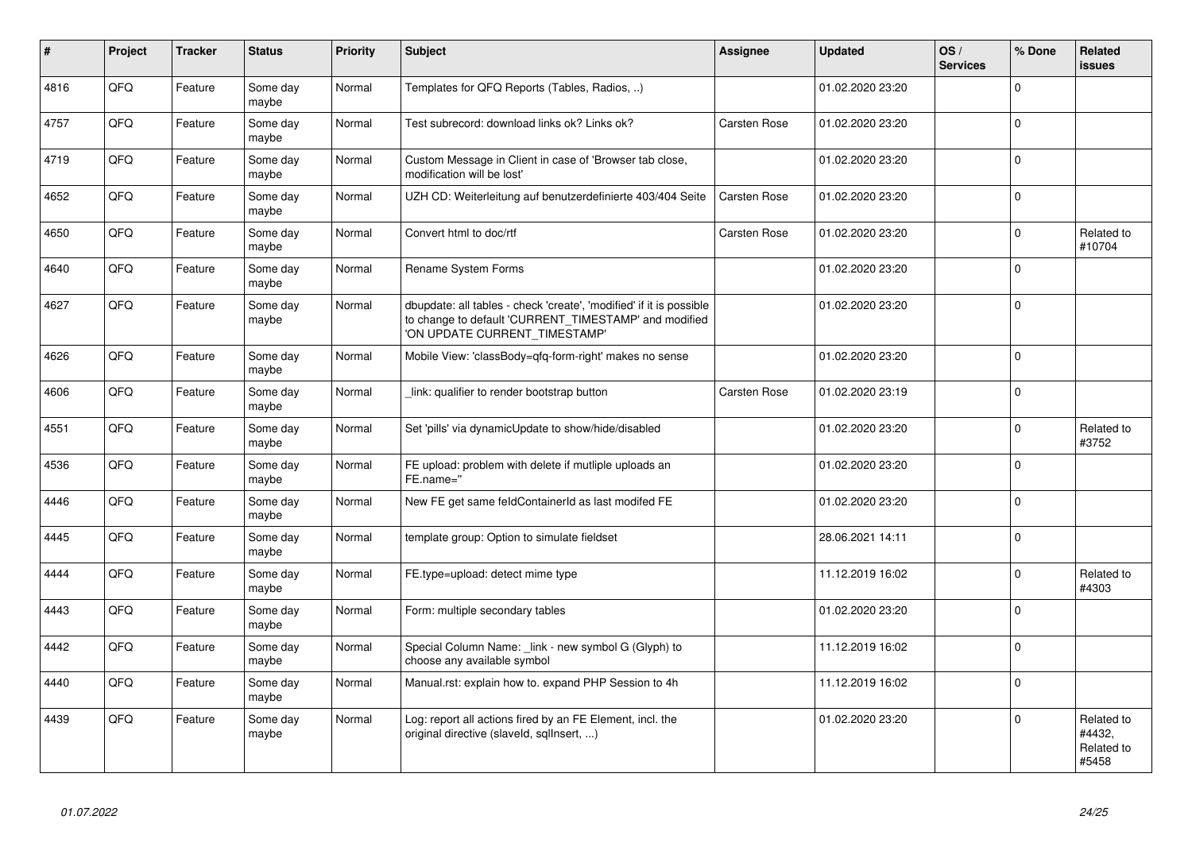| # | Project | Tracker | Status | Priority | Subject | Assignee | Updated | OS / Services | % Done | Related issues |
|---|---|---|---|---|---|---|---|---|---|---|
| 4816 | QFQ | Feature | Some day maybe | Normal | Templates for QFQ Reports (Tables, Radios, ..) | | 01.02.2020 23:20 | | 0 | |
| 4757 | QFQ | Feature | Some day maybe | Normal | Test subrecord: download links ok? Links ok? | Carsten Rose | 01.02.2020 23:20 | | 0 | |
| 4719 | QFQ | Feature | Some day maybe | Normal | Custom Message in Client in case of 'Browser tab close, modification will be lost' | | 01.02.2020 23:20 | | 0 | |
| 4652 | QFQ | Feature | Some day maybe | Normal | UZH CD: Weiterleitung auf benutzerdefinierte 403/404 Seite | Carsten Rose | 01.02.2020 23:20 | | 0 | |
| 4650 | QFQ | Feature | Some day maybe | Normal | Convert html to doc/rtf | Carsten Rose | 01.02.2020 23:20 | | 0 | Related to #10704 |
| 4640 | QFQ | Feature | Some day maybe | Normal | Rename System Forms | | 01.02.2020 23:20 | | 0 | |
| 4627 | QFQ | Feature | Some day maybe | Normal | dbupdate: all tables - check 'create', 'modified' if it is possible to change to default 'CURRENT_TIMESTAMP' and modified 'ON UPDATE CURRENT_TIMESTAMP' | | 01.02.2020 23:20 | | 0 | |
| 4626 | QFQ | Feature | Some day maybe | Normal | Mobile View: 'classBody=qfq-form-right' makes no sense | | 01.02.2020 23:20 | | 0 | |
| 4606 | QFQ | Feature | Some day maybe | Normal | _link: qualifier to render bootstrap button | Carsten Rose | 01.02.2020 23:19 | | 0 | |
| 4551 | QFQ | Feature | Some day maybe | Normal | Set 'pills' via dynamicUpdate to show/hide/disabled | | 01.02.2020 23:20 | | 0 | Related to #3752 |
| 4536 | QFQ | Feature | Some day maybe | Normal | FE upload: problem with delete if mutliple uploads an FE.name=" | | 01.02.2020 23:20 | | 0 | |
| 4446 | QFQ | Feature | Some day maybe | Normal | New FE get same feldContainerId as last modifed FE | | 01.02.2020 23:20 | | 0 | |
| 4445 | QFQ | Feature | Some day maybe | Normal | template group: Option to simulate fieldset | | 28.06.2021 14:11 | | 0 | |
| 4444 | QFQ | Feature | Some day maybe | Normal | FE.type=upload: detect mime type | | 11.12.2019 16:02 | | 0 | Related to #4303 |
| 4443 | QFQ | Feature | Some day maybe | Normal | Form: multiple secondary tables | | 01.02.2020 23:20 | | 0 | |
| 4442 | QFQ | Feature | Some day maybe | Normal | Special Column Name: _link - new symbol G (Glyph) to choose any available symbol | | 11.12.2019 16:02 | | 0 | |
| 4440 | QFQ | Feature | Some day maybe | Normal | Manual.rst: explain how to. expand PHP Session to 4h | | 11.12.2019 16:02 | | 0 | |
| 4439 | QFQ | Feature | Some day maybe | Normal | Log: report all actions fired by an FE Element, incl. the original directive (slaveId, sqlInsert, ...) | | 01.02.2020 23:20 | | 0 | Related to #4432, Related to #5458 |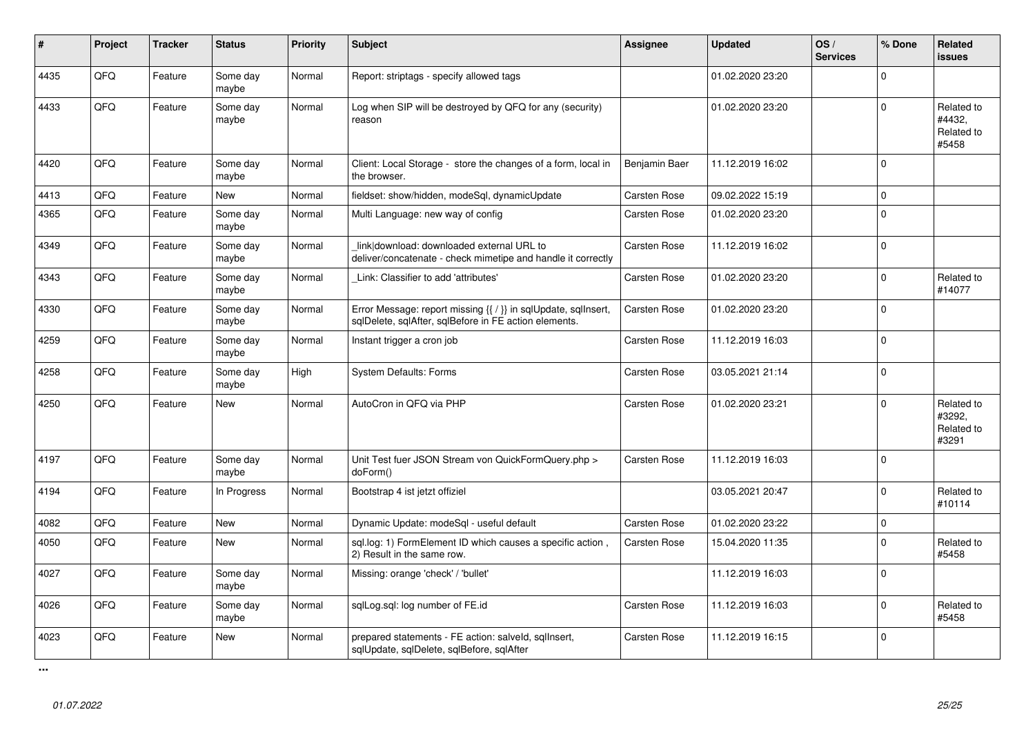| # | Project | Tracker | Status | Priority | Subject | Assignee | Updated | OS / Services | % Done | Related issues |
|---|---|---|---|---|---|---|---|---|---|---|
| 4435 | QFQ | Feature | Some day maybe | Normal | Report: striptags - specify allowed tags | | 01.02.2020 23:20 | | 0 | |
| 4433 | QFQ | Feature | Some day maybe | Normal | Log when SIP will be destroyed by QFQ for any (security) reason | | 01.02.2020 23:20 | | 0 | Related to #4432, Related to #5458 |
| 4420 | QFQ | Feature | Some day maybe | Normal | Client: Local Storage - store the changes of a form, local in the browser. | Benjamin Baer | 11.12.2019 16:02 | | 0 | |
| 4413 | QFQ | Feature | New | Normal | fieldset: show/hidden, modeSql, dynamicUpdate | Carsten Rose | 09.02.2022 15:19 | | 0 | |
| 4365 | QFQ | Feature | Some day maybe | Normal | Multi Language: new way of config | Carsten Rose | 01.02.2020 23:20 | | 0 | |
| 4349 | QFQ | Feature | Some day maybe | Normal | _link\|download: downloaded external URL to deliver/concatenate - check mimetipe and handle it correctly | Carsten Rose | 11.12.2019 16:02 | | 0 | |
| 4343 | QFQ | Feature | Some day maybe | Normal | _Link: Classifier to add 'attributes' | Carsten Rose | 01.02.2020 23:20 | | 0 | Related to #14077 |
| 4330 | QFQ | Feature | Some day maybe | Normal | Error Message: report missing {{ / }} in sqlUpdate, sqlInsert, sqlDelete, sqlAfter, sqlBefore in FE action elements. | Carsten Rose | 01.02.2020 23:20 | | 0 | |
| 4259 | QFQ | Feature | Some day maybe | Normal | Instant trigger a cron job | Carsten Rose | 11.12.2019 16:03 | | 0 | |
| 4258 | QFQ | Feature | Some day maybe | High | System Defaults: Forms | Carsten Rose | 03.05.2021 21:14 | | 0 | |
| 4250 | QFQ | Feature | New | Normal | AutoCron in QFQ via PHP | Carsten Rose | 01.02.2020 23:21 | | 0 | Related to #3292, Related to #3291 |
| 4197 | QFQ | Feature | Some day maybe | Normal | Unit Test fuer JSON Stream von QuickFormQuery.php > doForm() | Carsten Rose | 11.12.2019 16:03 | | 0 | |
| 4194 | QFQ | Feature | In Progress | Normal | Bootstrap 4 ist jetzt offiziel | | 03.05.2021 20:47 | | 0 | Related to #10114 |
| 4082 | QFQ | Feature | New | Normal | Dynamic Update: modeSql - useful default | Carsten Rose | 01.02.2020 23:22 | | 0 | |
| 4050 | QFQ | Feature | New | Normal | sql.log: 1) FormElement ID which causes a specific action , 2) Result in the same row. | Carsten Rose | 15.04.2020 11:35 | | 0 | Related to #5458 |
| 4027 | QFQ | Feature | Some day maybe | Normal | Missing: orange 'check' / 'bullet' | | 11.12.2019 16:03 | | 0 | |
| 4026 | QFQ | Feature | Some day maybe | Normal | sqlLog.sql: log number of FE.id | Carsten Rose | 11.12.2019 16:03 | | 0 | Related to #5458 |
| 4023 | QFQ | Feature | New | Normal | prepared statements - FE action: salveld, sqlInsert, sqlUpdate, sqlDelete, sqlBefore, sqlAfter | Carsten Rose | 11.12.2019 16:15 | | 0 | |

...